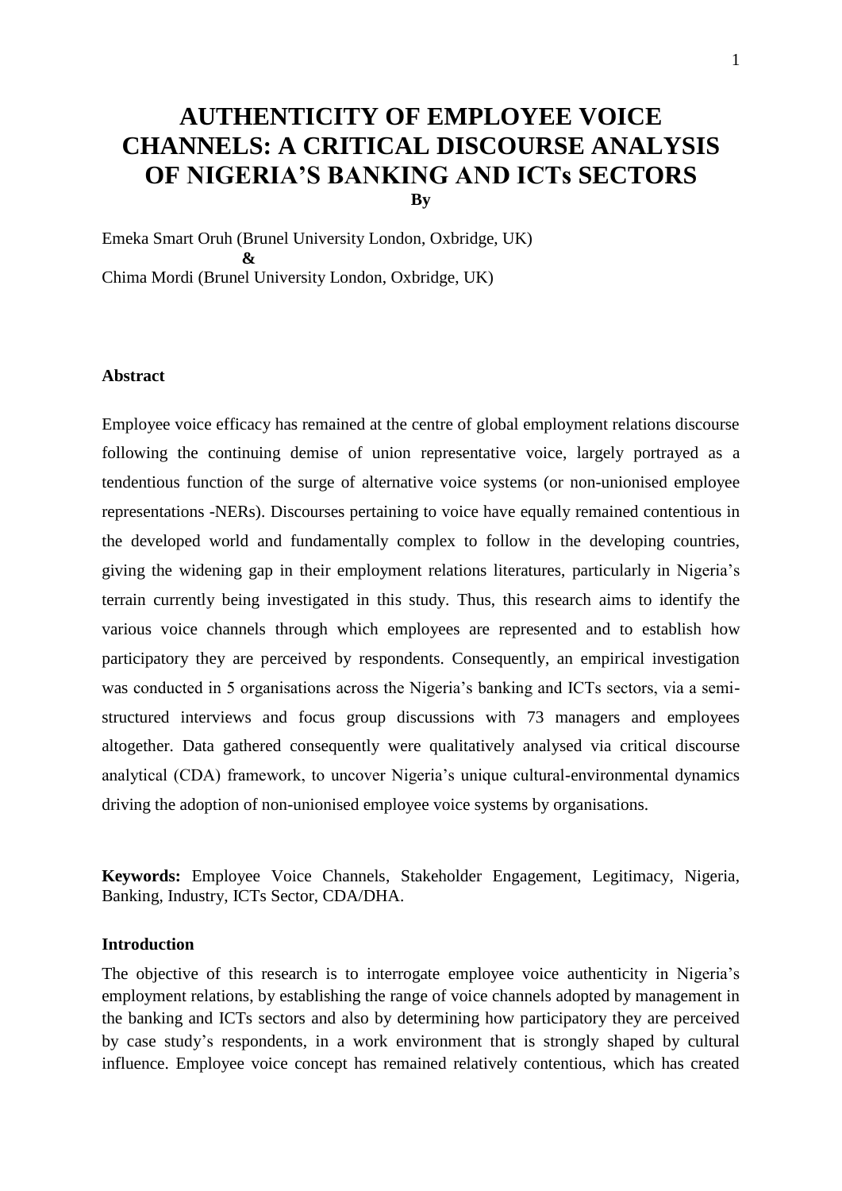# AUTHENTICITY OF EMPLOYEE VOICE CHANNELS: A CRITICAL DISCOURSE ANALYSIS OF NIGERIA'S BANKING AND ICTs SECTORS

**By**

Emeka Smart Oruh (Brunel University London, Oxbridge, UK)

**&**

Chima Mordi (Brunel University London, Oxbridge, UK)

## Abstract

Employee voice efficacy has remained at the centre of global employment relations discourse following the continuing demise of union representative voice, largely portrayed as a tendentious function of the surge of alternative voice systems (or non-unionised employee representations -NERs). Discourses pertaining to voice have equally remained contentious in the developed world and fundamentally complex to follow in the developing countries, giving the widening gap in their employment relations literatures, particularly in Nigeria's terrain currently being investigated in this study. Thus, this research aims to identify the various voice channels through which employees are represented and to establish how participatory they are perceived by respondents. Consequently, an empirical investigation was conducted in 5 organisations across the Nigeria's banking and ICTs sectors, via a semi-structured interviews and focus group discussions with 73 managers and employees altogether. Data gathered consequently were qualitatively analysed via critical discourse analytical (CDA) framework, to uncover Nigeria's unique cultural-environmental dynamics driving the adoption of non-unionised employee voice systems by organisations.

**Keywords:** Employee Voice Channels, Stakeholder Engagement, Legitimacy, Nigeria, Banking, Industry, ICTs Sector, CDA/DHA.

## Introduction

The objective of this research is to interrogate employee voice authenticity in Nigeria's employment relations, by establishing the range of voice channels adopted by management in the banking and ICTs sectors and also by determining how participatory they are perceived by case study's respondents, in a work environment that is strongly shaped by cultural influence. Employee voice concept has remained relatively contentious, which has created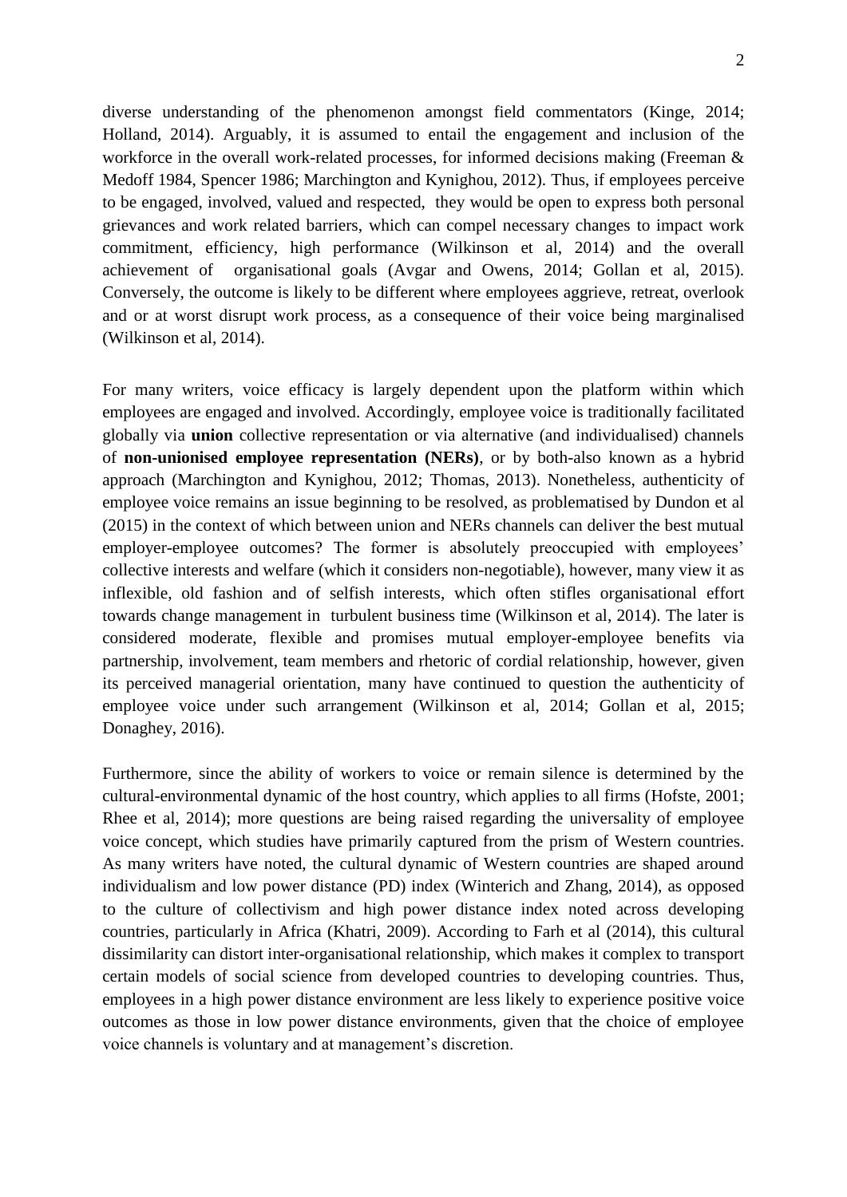diverse understanding of the phenomenon amongst field commentators (Kinge, 2014; Holland, 2014). Arguably, it is assumed to entail the engagement and inclusion of the workforce in the overall work-related processes, for informed decisions making (Freeman & Medoff 1984, Spencer 1986; Marchington and Kynighou, 2012). Thus, if employees perceive to be engaged, involved, valued and respected, they would be open to express both personal grievances and work related barriers, which can compel necessary changes to impact work commitment, efficiency, high performance (Wilkinson et al, 2014) and the overall achievement of organisational goals (Avgar and Owens, 2014; Gollan et al, 2015). Conversely, the outcome is likely to be different where employees aggrieve, retreat, overlook and or at worst disrupt work process, as a consequence of their voice being marginalised (Wilkinson et al, 2014).

For many writers, voice efficacy is largely dependent upon the platform within which employees are engaged and involved. Accordingly, employee voice is traditionally facilitated globally via **union** collective representation or via alternative (and individualised) channels of **non-unionised employee representation (NERs)**, or by both-also known as a hybrid approach (Marchington and Kynighou, 2012; Thomas, 2013). Nonetheless, authenticity of employee voice remains an issue beginning to be resolved, as problematised by Dundon et al (2015) in the context of which between union and NERs channels can deliver the best mutual employer-employee outcomes? The former is absolutely preoccupied with employees' collective interests and welfare (which it considers non-negotiable), however, many view it as inflexible, old fashion and of selfish interests, which often stifles organisational effort towards change management in turbulent business time (Wilkinson et al, 2014). The later is considered moderate, flexible and promises mutual employer-employee benefits via partnership, involvement, team members and rhetoric of cordial relationship, however, given its perceived managerial orientation, many have continued to question the authenticity of employee voice under such arrangement (Wilkinson et al, 2014; Gollan et al, 2015; Donaghey, 2016).

Furthermore, since the ability of workers to voice or remain silence is determined by the cultural-environmental dynamic of the host country, which applies to all firms (Hofste, 2001; Rhee et al, 2014); more questions are being raised regarding the universality of employee voice concept, which studies have primarily captured from the prism of Western countries. As many writers have noted, the cultural dynamic of Western countries are shaped around individualism and low power distance (PD) index (Winterich and Zhang, 2014), as opposed to the culture of collectivism and high power distance index noted across developing countries, particularly in Africa (Khatri, 2009). According to Farh et al (2014), this cultural dissimilarity can distort inter-organisational relationship, which makes it complex to transport certain models of social science from developed countries to developing countries. Thus, employees in a high power distance environment are less likely to experience positive voice outcomes as those in low power distance environments, given that the choice of employee voice channels is voluntary and at management's discretion.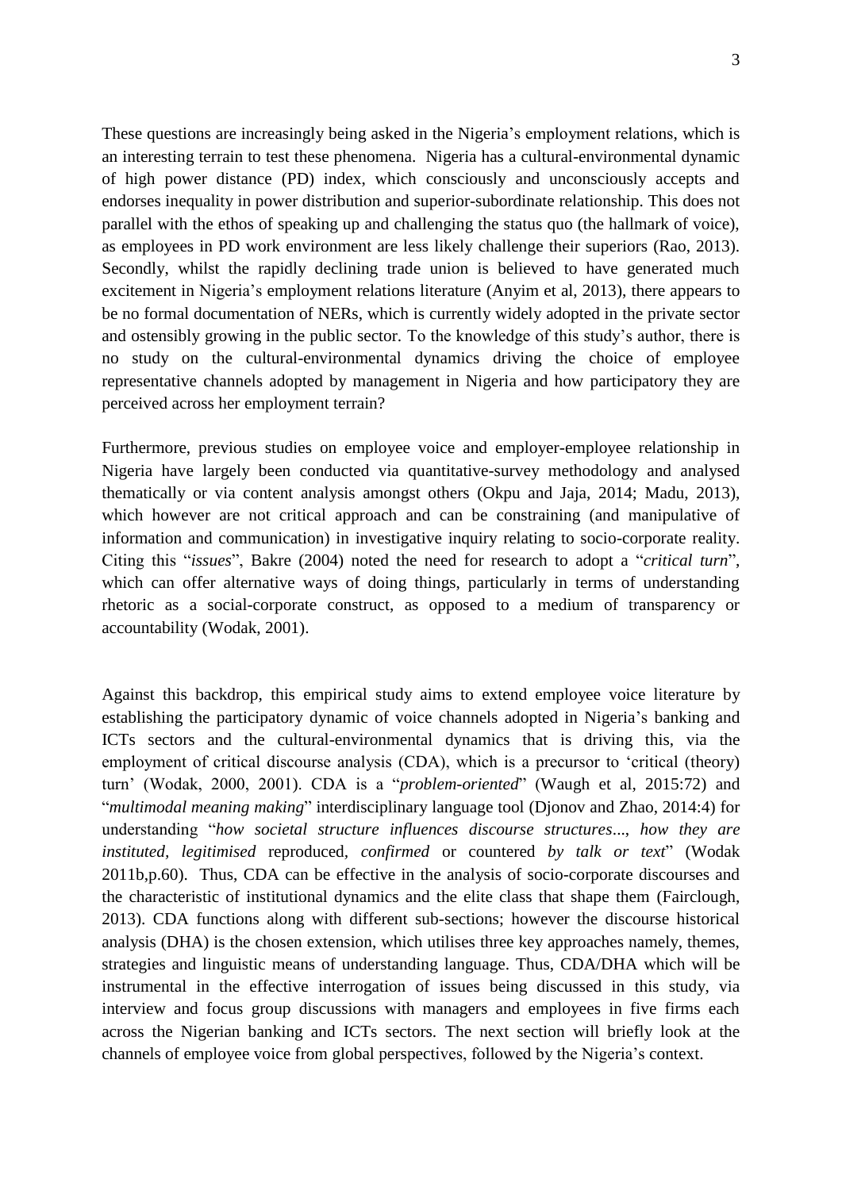These questions are increasingly being asked in the Nigeria's employment relations, which is an interesting terrain to test these phenomena. Nigeria has a cultural-environmental dynamic of high power distance (PD) index, which consciously and unconsciously accepts and endorses inequality in power distribution and superior-subordinate relationship. This does not parallel with the ethos of speaking up and challenging the status quo (the hallmark of voice), as employees in PD work environment are less likely challenge their superiors (Rao, 2013). Secondly, whilst the rapidly declining trade union is believed to have generated much excitement in Nigeria's employment relations literature (Anyim et al, 2013), there appears to be no formal documentation of NERs, which is currently widely adopted in the private sector and ostensibly growing in the public sector. To the knowledge of this study's author, there is no study on the cultural-environmental dynamics driving the choice of employee representative channels adopted by management in Nigeria and how participatory they are perceived across her employment terrain?

Furthermore, previous studies on employee voice and employer-employee relationship in Nigeria have largely been conducted via quantitative-survey methodology and analysed thematically or via content analysis amongst others (Okpu and Jaja, 2014; Madu, 2013), which however are not critical approach and can be constraining (and manipulative of information and communication) in investigative inquiry relating to socio-corporate reality. Citing this "*issues*", Bakre (2004) noted the need for research to adopt a "*critical turn*", which can offer alternative ways of doing things, particularly in terms of understanding rhetoric as a social-corporate construct, as opposed to a medium of transparency or accountability (Wodak, 2001).

Against this backdrop, this empirical study aims to extend employee voice literature by establishing the participatory dynamic of voice channels adopted in Nigeria's banking and ICTs sectors and the cultural-environmental dynamics that is driving this, via the employment of critical discourse analysis (CDA), which is a precursor to 'critical (theory) turn' (Wodak, 2000, 2001). CDA is a "*problem-oriented*" (Waugh et al, 2015:72) and "*multimodal meaning making*" interdisciplinary language tool (Djonov and Zhao, 2014:4) for understanding "*how societal structure influences discourse structures*..., *how they are instituted, legitimised* reproduced, *confirmed* or countered *by talk or text*" (Wodak 2011b,p.60). Thus, CDA can be effective in the analysis of socio-corporate discourses and the characteristic of institutional dynamics and the elite class that shape them (Fairclough, 2013). CDA functions along with different sub-sections; however the discourse historical analysis (DHA) is the chosen extension, which utilises three key approaches namely, themes, strategies and linguistic means of understanding language. Thus, CDA/DHA which will be instrumental in the effective interrogation of issues being discussed in this study, via interview and focus group discussions with managers and employees in five firms each across the Nigerian banking and ICTs sectors. The next section will briefly look at the channels of employee voice from global perspectives, followed by the Nigeria's context.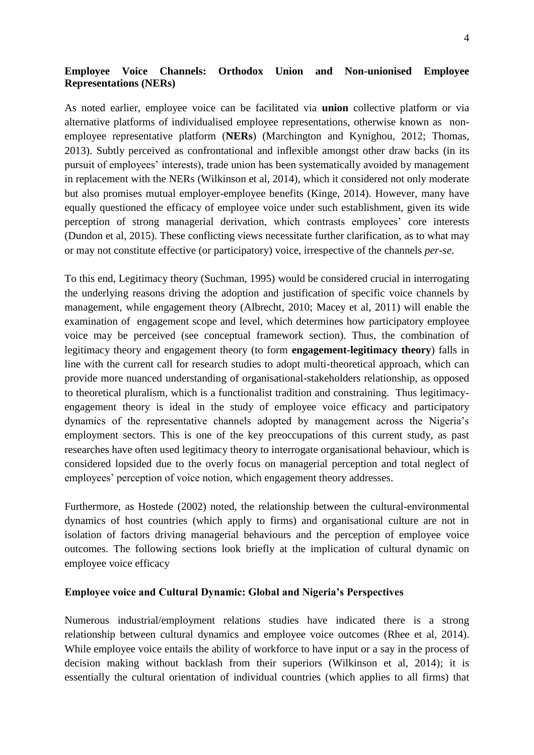**Employee Voice Channels: Orthodox Union and Non-unionised Employee Representations (NERs)**

As noted earlier, employee voice can be facilitated via **union** collective platform or via alternative platforms of individualised employee representations, otherwise known as non-employee representative platform (**NERs**) (Marchington and Kynighou, 2012; Thomas, 2013). Subtly perceived as confrontational and inflexible amongst other draw backs (in its pursuit of employees' interests), trade union has been systematically avoided by management in replacement with the NERs (Wilkinson et al, 2014), which it considered not only moderate but also promises mutual employer-employee benefits (Kinge, 2014). However, many have equally questioned the efficacy of employee voice under such establishment, given its wide perception of strong managerial derivation, which contrasts employees' core interests (Dundon et al, 2015). These conflicting views necessitate further clarification, as to what may or may not constitute effective (or participatory) voice, irrespective of the channels *per-se*.

To this end, Legitimacy theory (Suchman, 1995) would be considered crucial in interrogating the underlying reasons driving the adoption and justification of specific voice channels by management, while engagement theory (Albrecht, 2010; Macey et al, 2011) will enable the examination of engagement scope and level, which determines how participatory employee voice may be perceived (see conceptual framework section). Thus, the combination of legitimacy theory and engagement theory (to form **engagement-legitimacy theory**) falls in line with the current call for research studies to adopt multi-theoretical approach, which can provide more nuanced understanding of organisational-stakeholders relationship, as opposed to theoretical pluralism, which is a functionalist tradition and constraining. Thus legitimacy-engagement theory is ideal in the study of employee voice efficacy and participatory dynamics of the representative channels adopted by management across the Nigeria's employment sectors. This is one of the key preoccupations of this current study, as past researches have often used legitimacy theory to interrogate organisational behaviour, which is considered lopsided due to the overly focus on managerial perception and total neglect of employees' perception of voice notion, which engagement theory addresses.

Furthermore, as Hostede (2002) noted, the relationship between the cultural-environmental dynamics of host countries (which apply to firms) and organisational culture are not in isolation of factors driving managerial behaviours and the perception of employee voice outcomes. The following sections look briefly at the implication of cultural dynamic on employee voice efficacy

**Employee voice and Cultural Dynamic: Global and Nigeria's Perspectives**

Numerous industrial/employment relations studies have indicated there is a strong relationship between cultural dynamics and employee voice outcomes (Rhee et al, 2014). While employee voice entails the ability of workforce to have input or a say in the process of decision making without backlash from their superiors (Wilkinson et al, 2014); it is essentially the cultural orientation of individual countries (which applies to all firms) that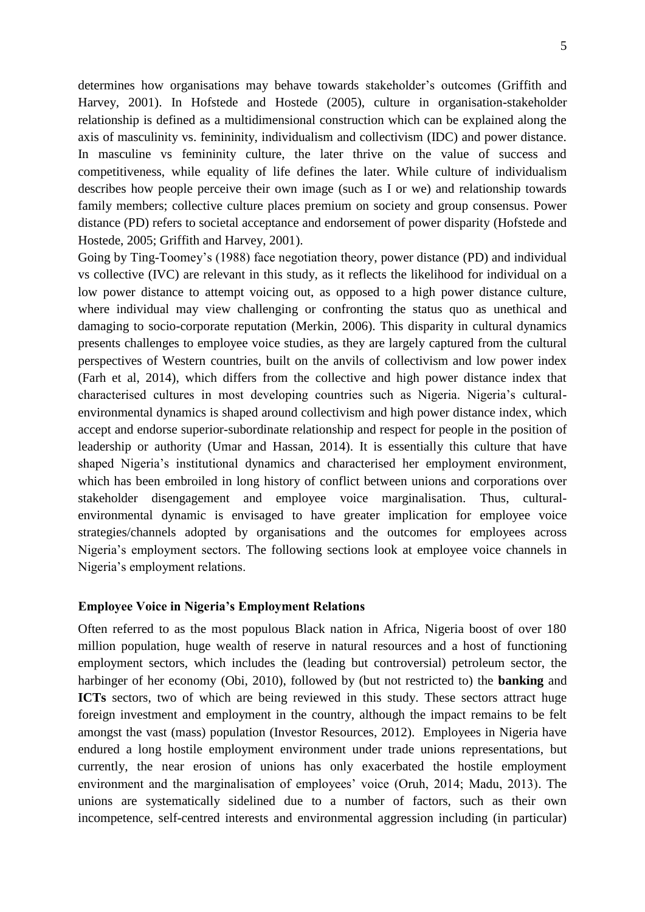determines how organisations may behave towards stakeholder's outcomes (Griffith and Harvey, 2001). In Hofstede and Hostede (2005), culture in organisation-stakeholder relationship is defined as a multidimensional construction which can be explained along the axis of masculinity vs. femininity, individualism and collectivism (IDC) and power distance. In masculine vs femininity culture, the later thrive on the value of success and competitiveness, while equality of life defines the later. While culture of individualism describes how people perceive their own image (such as I or we) and relationship towards family members; collective culture places premium on society and group consensus. Power distance (PD) refers to societal acceptance and endorsement of power disparity (Hofstede and Hostede, 2005; Griffith and Harvey, 2001).

Going by Ting-Toomey's (1988) face negotiation theory, power distance (PD) and individual vs collective (IVC) are relevant in this study, as it reflects the likelihood for individual on a low power distance to attempt voicing out, as opposed to a high power distance culture, where individual may view challenging or confronting the status quo as unethical and damaging to socio-corporate reputation (Merkin, 2006). This disparity in cultural dynamics presents challenges to employee voice studies, as they are largely captured from the cultural perspectives of Western countries, built on the anvils of collectivism and low power index (Farh et al, 2014), which differs from the collective and high power distance index that characterised cultures in most developing countries such as Nigeria. Nigeria's cultural-environmental dynamics is shaped around collectivism and high power distance index, which accept and endorse superior-subordinate relationship and respect for people in the position of leadership or authority (Umar and Hassan, 2014). It is essentially this culture that have shaped Nigeria's institutional dynamics and characterised her employment environment, which has been embroiled in long history of conflict between unions and corporations over stakeholder disengagement and employee voice marginalisation. Thus, cultural-environmental dynamic is envisaged to have greater implication for employee voice strategies/channels adopted by organisations and the outcomes for employees across Nigeria's employment sectors. The following sections look at employee voice channels in Nigeria's employment relations.

### Employee Voice in Nigeria's Employment Relations

Often referred to as the most populous Black nation in Africa, Nigeria boost of over 180 million population, huge wealth of reserve in natural resources and a host of functioning employment sectors, which includes the (leading but controversial) petroleum sector, the harbinger of her economy (Obi, 2010), followed by (but not restricted to) the **banking** and **ICTs** sectors, two of which are being reviewed in this study. These sectors attract huge foreign investment and employment in the country, although the impact remains to be felt amongst the vast (mass) population (Investor Resources, 2012). Employees in Nigeria have endured a long hostile employment environment under trade unions representations, but currently, the near erosion of unions has only exacerbated the hostile employment environment and the marginalisation of employees' voice (Oruh, 2014; Madu, 2013). The unions are systematically sidelined due to a number of factors, such as their own incompetence, self-centred interests and environmental aggression including (in particular)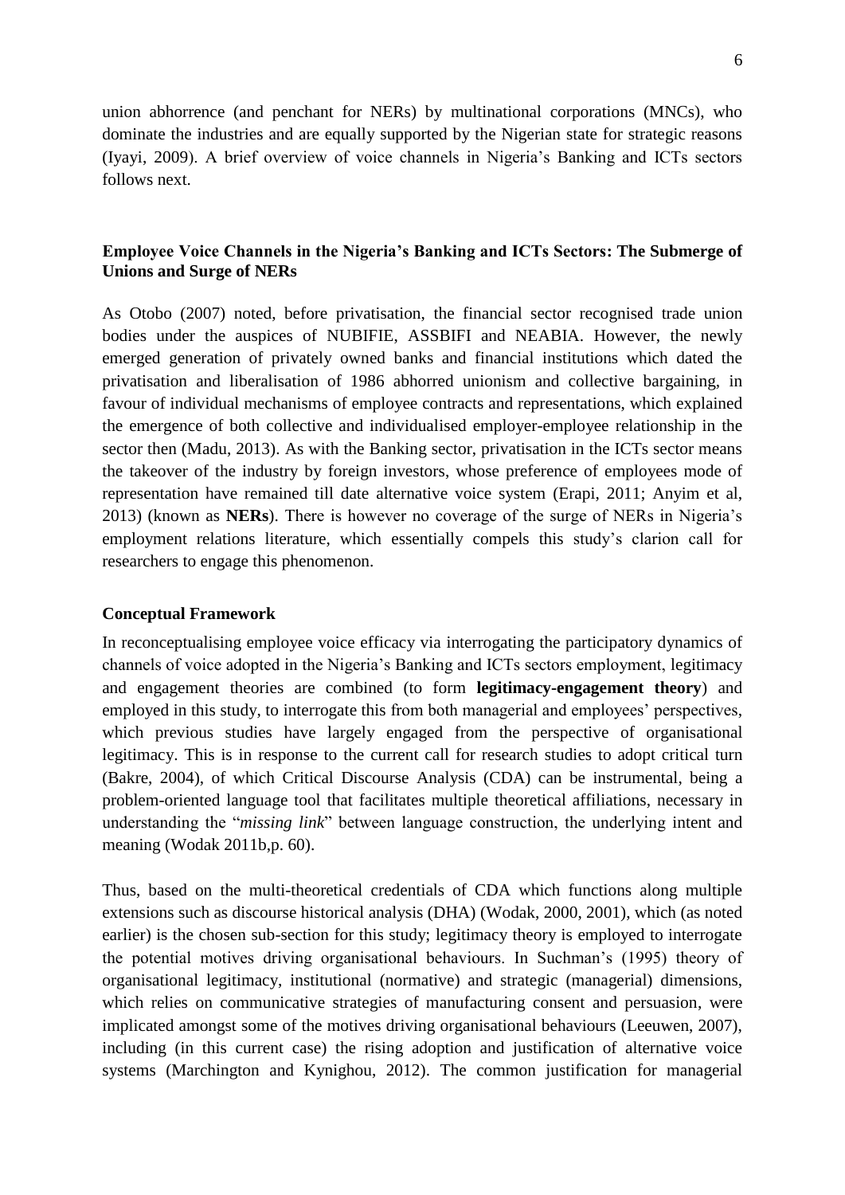union abhorrence (and penchant for NERs) by multinational corporations (MNCs), who dominate the industries and are equally supported by the Nigerian state for strategic reasons (Iyayi, 2009). A brief overview of voice channels in Nigeria's Banking and ICTs sectors follows next.

## Employee Voice Channels in the Nigeria's Banking and ICTs Sectors: The Submerge of Unions and Surge of NERs

As Otobo (2007) noted, before privatisation, the financial sector recognised trade union bodies under the auspices of NUBIFIE, ASSBIFI and NEABIA. However, the newly emerged generation of privately owned banks and financial institutions which dated the privatisation and liberalisation of 1986 abhorred unionism and collective bargaining, in favour of individual mechanisms of employee contracts and representations, which explained the emergence of both collective and individualised employer-employee relationship in the sector then (Madu, 2013). As with the Banking sector, privatisation in the ICTs sector means the takeover of the industry by foreign investors, whose preference of employees mode of representation have remained till date alternative voice system (Erapi, 2011; Anyim et al, 2013) (known as **NERs**). There is however no coverage of the surge of NERs in Nigeria's employment relations literature, which essentially compels this study's clarion call for researchers to engage this phenomenon.

## Conceptual Framework

In reconceptualising employee voice efficacy via interrogating the participatory dynamics of channels of voice adopted in the Nigeria's Banking and ICTs sectors employment, legitimacy and engagement theories are combined (to form **legitimacy-engagement theory**) and employed in this study, to interrogate this from both managerial and employees' perspectives, which previous studies have largely engaged from the perspective of organisational legitimacy. This is in response to the current call for research studies to adopt critical turn (Bakre, 2004), of which Critical Discourse Analysis (CDA) can be instrumental, being a problem-oriented language tool that facilitates multiple theoretical affiliations, necessary in understanding the "*missing link*" between language construction, the underlying intent and meaning (Wodak 2011b,p. 60).

Thus, based on the multi-theoretical credentials of CDA which functions along multiple extensions such as discourse historical analysis (DHA) (Wodak, 2000, 2001), which (as noted earlier) is the chosen sub-section for this study; legitimacy theory is employed to interrogate the potential motives driving organisational behaviours. In Suchman's (1995) theory of organisational legitimacy, institutional (normative) and strategic (managerial) dimensions, which relies on communicative strategies of manufacturing consent and persuasion, were implicated amongst some of the motives driving organisational behaviours (Leeuwen, 2007), including (in this current case) the rising adoption and justification of alternative voice systems (Marchington and Kynighou, 2012). The common justification for managerial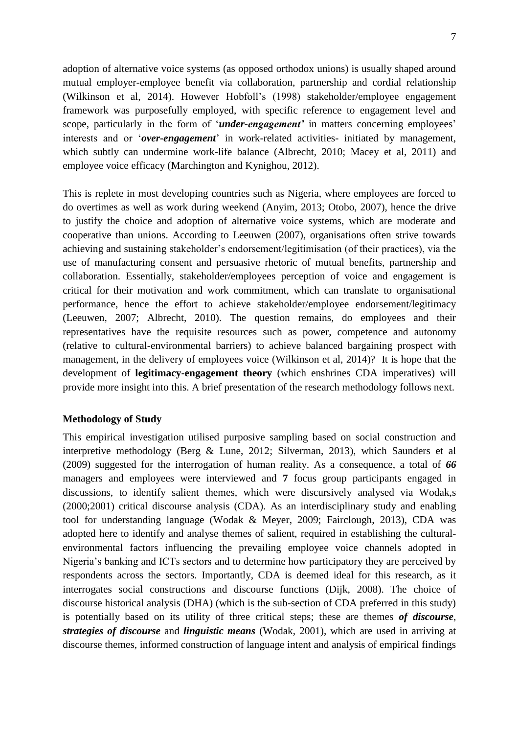adoption of alternative voice systems (as opposed orthodox unions) is usually shaped around mutual employer-employee benefit via collaboration, partnership and cordial relationship (Wilkinson et al, 2014). However Hobfoll's (1998) stakeholder/employee engagement framework was purposefully employed, with specific reference to engagement level and scope, particularly in the form of '***under-engagement'*** in matters concerning employees' interests and or '***over-engagement***' in work-related activities- initiated by management, which subtly can undermine work-life balance (Albrecht, 2010; Macey et al, 2011) and employee voice efficacy (Marchington and Kynighou, 2012).

This is replete in most developing countries such as Nigeria, where employees are forced to do overtimes as well as work during weekend (Anyim, 2013; Otobo, 2007), hence the drive to justify the choice and adoption of alternative voice systems, which are moderate and cooperative than unions. According to Leeuwen (2007), organisations often strive towards achieving and sustaining stakeholder's endorsement/legitimisation (of their practices), via the use of manufacturing consent and persuasive rhetoric of mutual benefits, partnership and collaboration. Essentially, stakeholder/employees perception of voice and engagement is critical for their motivation and work commitment, which can translate to organisational performance, hence the effort to achieve stakeholder/employee endorsement/legitimacy (Leeuwen, 2007; Albrecht, 2010). The question remains, do employees and their representatives have the requisite resources such as power, competence and autonomy (relative to cultural-environmental barriers) to achieve balanced bargaining prospect with management, in the delivery of employees voice (Wilkinson et al, 2014)? It is hope that the development of **legitimacy-engagement theory** (which enshrines CDA imperatives) will provide more insight into this. A brief presentation of the research methodology follows next.

**Methodology of Study**

This empirical investigation utilised purposive sampling based on social construction and interpretive methodology (Berg & Lune, 2012; Silverman, 2013), which Saunders et al (2009) suggested for the interrogation of human reality. As a consequence, a total of ***66*** managers and employees were interviewed and **7** focus group participants engaged in discussions, to identify salient themes, which were discursively analysed via Wodak,s (2000;2001) critical discourse analysis (CDA). As an interdisciplinary study and enabling tool for understanding language (Wodak & Meyer, 2009; Fairclough, 2013), CDA was adopted here to identify and analyse themes of salient, required in establishing the cultural-environmental factors influencing the prevailing employee voice channels adopted in Nigeria's banking and ICTs sectors and to determine how participatory they are perceived by respondents across the sectors. Importantly, CDA is deemed ideal for this research, as it interrogates social constructions and discourse functions (Dijk, 2008). The choice of discourse historical analysis (DHA) (which is the sub-section of CDA preferred in this study) is potentially based on its utility of three critical steps; these are themes ***of discourse***, ***strategies of discourse*** and ***linguistic means*** (Wodak, 2001), which are used in arriving at discourse themes, informed construction of language intent and analysis of empirical findings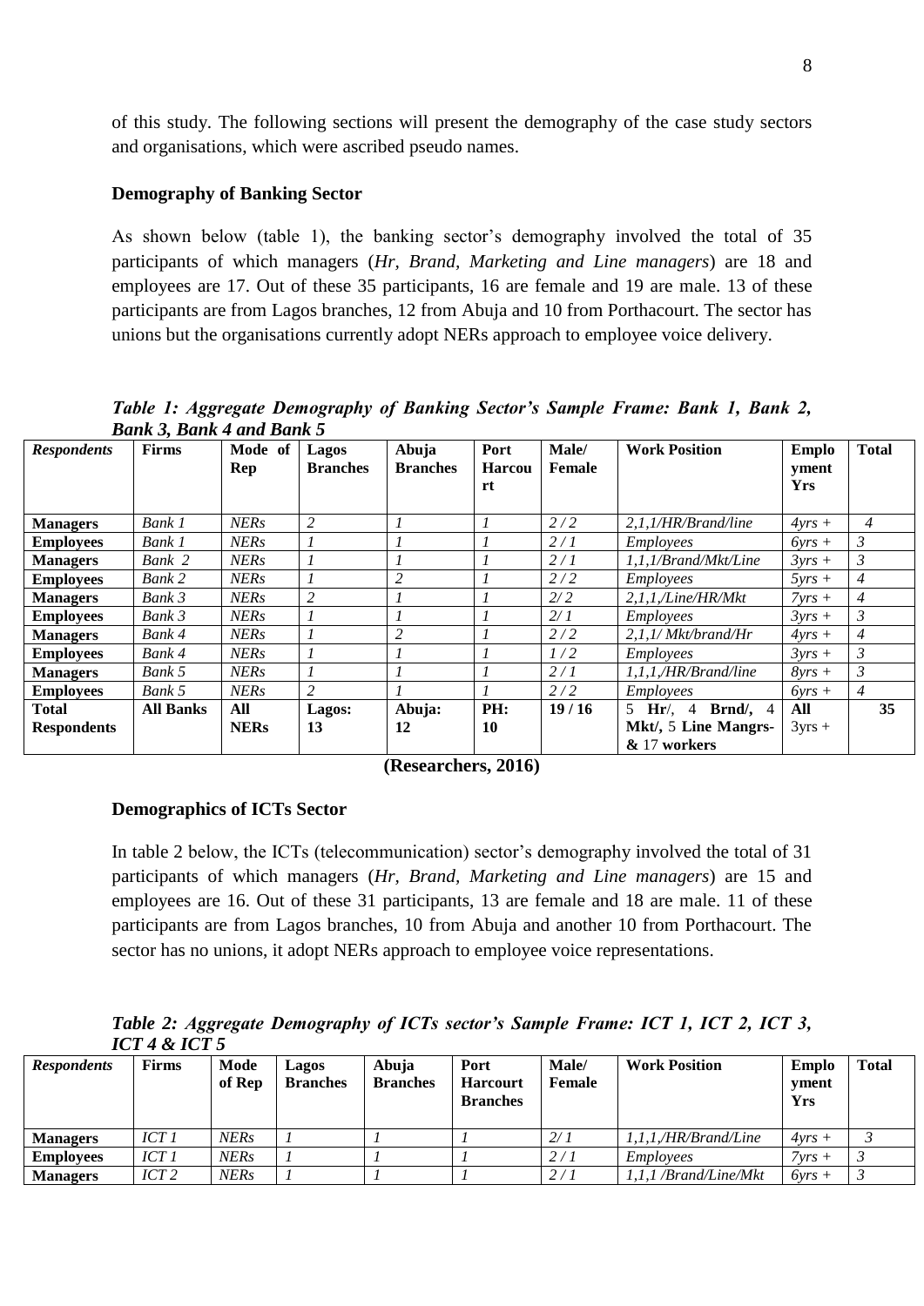of this study. The following sections will present the demography of the case study sectors and organisations, which were ascribed pseudo names.

**Demography of Banking Sector**

As shown below (table 1), the banking sector's demography involved the total of 35 participants of which managers (*Hr, Brand, Marketing and Line managers*) are 18 and employees are 17. Out of these 35 participants, 16 are female and 19 are male. 13 of these participants are from Lagos branches, 12 from Abuja and 10 from Porthacourt. The sector has unions but the organisations currently adopt NERs approach to employee voice delivery.

***Table 1: Aggregate Demography of Banking Sector's Sample Frame: Bank 1, Bank 2, Bank 3, Bank 4 and Bank 5***

| *Respondents* | Firms | Mode of Rep | Lagos Branches | Abuja Branches | Port Harcourt | Male/ Female | Work Position | Employment Yrs | Total |
|---|---|---|---|---|---|---|---|---|---|
| **Managers** | *Bank 1* | *NERs* | *2* | *1* | *1* | *2 / 2* | *2,1,1/HR/Brand/line* | *4yrs +* | *4* |
| **Employees** | *Bank 1* | *NERs* | *1* | *1* | *1* | *2 / 1* | *Employees* | *6yrs +* | *3* |
| **Managers** | *Bank 2* | *NERs* | *1* | *1* | *1* | *2 / 1* | *1,1,1/Brand/Mkt/Line* | *3yrs +* | *3* |
| **Employees** | *Bank 2* | *NERs* | *1* | *2* | *1* | *2 / 2* | *Employees* | *5yrs +* | *4* |
| **Managers** | *Bank 3* | *NERs* | *2* | *1* | *1* | *2/ 2* | *2,1,1,/Line/HR/Mkt* | *7yrs +* | *4* |
| **Employees** | *Bank 3* | *NERs* | *1* | *1* | *1* | *2/ 1* | *Employees* | *3yrs +* | *3* |
| **Managers** | *Bank 4* | *NERs* | *1* | *2* | *1* | *2 / 2* | *2,1,1/ Mkt/brand/Hr* | *4yrs +* | *4* |
| **Employees** | *Bank 4* | *NERs* | *1* | *1* | *1* | *1 / 2* | *Employees* | *3yrs +* | *3* |
| **Managers** | *Bank 5* | *NERs* | *1* | *1* | *1* | *2 / 1* | *1,1,1,/HR/Brand/line* | *8yrs +* | *3* |
| **Employees** | *Bank 5* | *NERs* | *2* | *1* | *1* | *2 / 2* | *Employees* | *6yrs +* | *4* |
| **Total Respondents** | **All Banks** | **All NERs** | **Lagos: 13** | **Abuja: 12** | **PH: 10** | **19 / 16** | 5 **Hr**/, 4 **Brnd/**, 4 **Mkt/**, 5 **Line Mangrs-** & 17 **workers** | **All** 3yrs + | **35** |

**(Researchers, 2016)**

**Demographics of ICTs Sector**

In table 2 below, the ICTs (telecommunication) sector's demography involved the total of 31 participants of which managers (*Hr, Brand, Marketing and Line managers*) are 15 and employees are 16. Out of these 31 participants, 13 are female and 18 are male. 11 of these participants are from Lagos branches, 10 from Abuja and another 10 from Porthacourt. The sector has no unions, it adopt NERs approach to employee voice representations.

***Table 2: Aggregate Demography of ICTs sector's Sample Frame: ICT 1, ICT 2, ICT 3, ICT 4 & ICT 5***

| *Respondents* | Firms | Mode of Rep | Lagos Branches | Abuja Branches | Port Harcourt Branches | Male/ Female | Work Position | Employment Yrs | Total |
|---|---|---|---|---|---|---|---|---|---|
| **Managers** | *ICT 1* | *NERs* | *1* | *1* | *1* | *2/ 1* | *1,1,1,/HR/Brand/Line* | *4yrs +* | *3* |
| **Employees** | *ICT 1* | *NERs* | *1* | *1* | *1* | *2 / 1* | *Employees* | *7yrs +* | *3* |
| **Managers** | *ICT 2* | *NERs* | *1* | *1* | *1* | *2 / 1* | *1,1,1 /Brand/Line/Mkt* | *6yrs +* | *3* |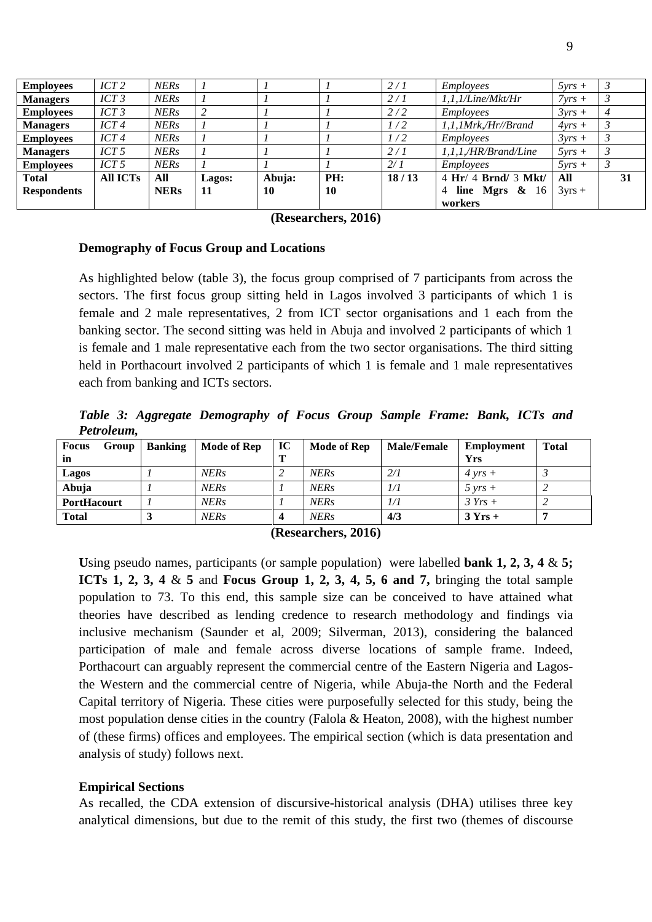| | | | | | | | | | |
|---|---|---|---|---|---|---|---|---|---|
| **Employees** | *ICT 2* | *NERs* | *1* | *1* | *1* | *2 / 1* | *Employees* | *5yrs +* | *3* |
| **Managers** | *ICT 3* | *NERs* | *1* | *1* | *1* | *2 / 1* | *1,1,1/Line/Mkt/Hr* | *7yrs +* | *3* |
| **Employees** | *ICT 3* | *NERs* | *2* | *1* | *1* | *2 / 2* | *Employees* | *3yrs +* | *4* |
| **Managers** | *ICT 4* | *NERs* | *1* | *1* | *1* | *1 / 2* | *1,1,1Mrk,/Hr//Brand* | *4yrs +* | *3* |
| **Employees** | *ICT 4* | *NERs* | *1* | *1* | *1* | *1 / 2* | *Employees* | *3yrs +* | *3* |
| **Managers** | *ICT 5* | *NERs* | *1* | *1* | *1* | *2 / 1* | *1,1,1,/HR/Brand/Line* | *5yrs +* | *3* |
| **Employees** | *ICT 5* | *NERs* | *1* | *1* | *1* | *2/ 1* | *Employees* | *5yrs +* | *3* |
| **Total Respondents** | **All ICTs** | **All NERs** | **Lagos: 11** | **Abuja: 10** | **PH: 10** | **18 / 13** | 4 **Hr**/ 4 **Brnd/** 3 **Mkt/** 4 **line Mgrs &** 16 **workers** | **All** 3yrs + | **31** |

**(Researchers, 2016)**

**Demography of Focus Group and Locations**

As highlighted below (table 3), the focus group comprised of 7 participants from across the sectors. The first focus group sitting held in Lagos involved 3 participants of which 1 is female and 2 male representatives, 2 from ICT sector organisations and 1 each from the banking sector. The second sitting was held in Abuja and involved 2 participants of which 1 is female and 1 male representative each from the two sector organisations. The third sitting held in Porthacourt involved 2 participants of which 1 is female and 1 male representatives each from banking and ICTs sectors.

***Table 3: Aggregate Demography of Focus Group Sample Frame: Bank, ICTs and Petroleum,***

| **Focus Group in** | **Banking** | **Mode of Rep** | **ICT** | **Mode of Rep** | **Male/Female** | **Employment Yrs** | **Total** |
|---|---|---|---|---|---|---|---|
| **Lagos** | *1* | *NERs* | *2* | *NERs* | *2/1* | *4 yrs +* | *3* |
| **Abuja** | *1* | *NERs* | *1* | *NERs* | *1/1* | *5 yrs +* | *2* |
| **PortHacourt** | *1* | *NERs* | *1* | *NERs* | *1/1* | *3 Yrs +* | *2* |
| **Total** | **3** | *NERs* | **4** | *NERs* | **4/3** | **3 Yrs +** | **7** |

**(Researchers, 2016)**

**U**sing pseudo names, participants (or sample population) were labelled **bank 1, 2, 3, 4** & **5; ICTs 1, 2, 3, 4** & **5** and **Focus Group 1, 2, 3, 4, 5, 6 and 7,** bringing the total sample population to 73. To this end, this sample size can be conceived to have attained what theories have described as lending credence to research methodology and findings via inclusive mechanism (Saunder et al, 2009; Silverman, 2013), considering the balanced participation of male and female across diverse locations of sample frame. Indeed, Porthacourt can arguably represent the commercial centre of the Eastern Nigeria and Lagos-the Western and the commercial centre of Nigeria, while Abuja-the North and the Federal Capital territory of Nigeria. These cities were purposefully selected for this study, being the most population dense cities in the country (Falola & Heaton, 2008), with the highest number of (these firms) offices and employees. The empirical section (which is data presentation and analysis of study) follows next.

**Empirical Sections**

As recalled, the CDA extension of discursive-historical analysis (DHA) utilises three key analytical dimensions, but due to the remit of this study, the first two (themes of discourse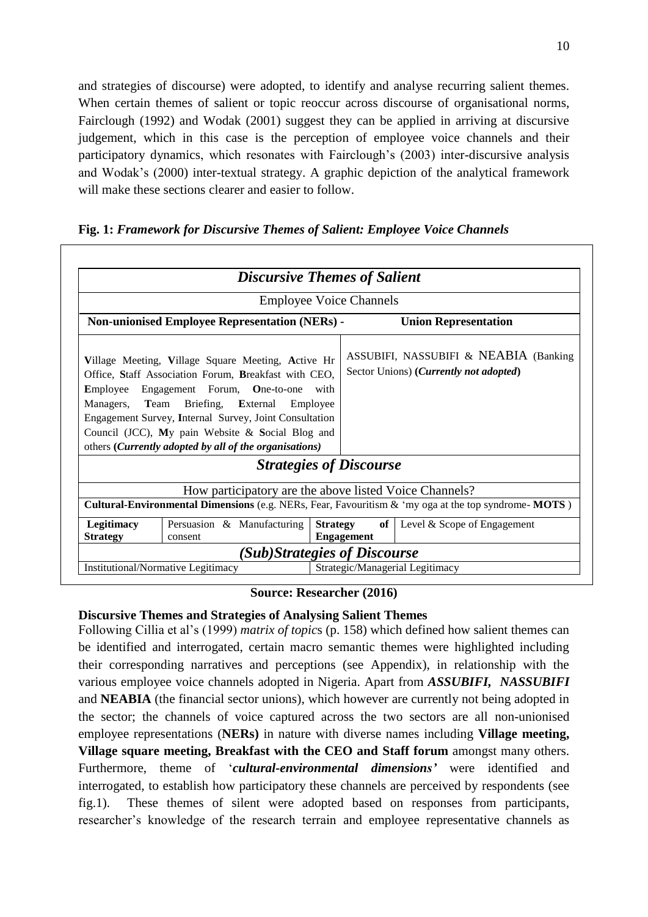and strategies of discourse) were adopted, to identify and analyse recurring salient themes. When certain themes of salient or topic reoccur across discourse of organisational norms, Fairclough (1992) and Wodak (2001) suggest they can be applied in arriving at discursive judgement, which in this case is the perception of employee voice channels and their participatory dynamics, which resonates with Fairclough's (2003) inter-discursive analysis and Wodak's (2000) inter-textual strategy. A graphic depiction of the analytical framework will make these sections clearer and easier to follow.

**Fig. 1:** ***Framework for Discursive Themes of Salient: Employee Voice Channels***

| | | | |
|---|---|---|---|
| ***Discursive Themes of Salient*** | | | |
| Employee Voice Channels | | | |
| **Non-unionised Employee Representation (NERs) -** | | **Union Representation** | |
| **V**illage Meeting, **V**illage Square Meeting, **A**ctive Hr Office, **S**taff Association Forum, **B**reakfast with CEO, **E**mployee Engagement Forum, **O**ne-to-one with Managers, **T**eam Briefing, **E**xternal Employee Engagement Survey, **I**nternal Survey, Joint Consultation Council (JCC), **M**y pain Website & **S**ocial Blog and others **(*Currently adopted by all of the organisations)*** | | ASSUBIFI, NASSUBIFI & NEABIA (Banking Sector Unions) **(*Currently not adopted*)** | |
| ***Strategies of Discourse*** | | | |
| How participatory are the above listed Voice Channels? | | | |
| **Cultural-Environmental Dimensions** (e.g. NERs, Fear, Favouritism & 'my oga at the top syndrome- **MOTS** ) | | | |
| **Legitimacy Strategy** | Persuasion & Manufacturing consent | **Strategy of Engagement** | Level & Scope of Engagement |
| ***(Sub)Strategies of Discourse*** | | | |
| Institutional/Normative Legitimacy | | Strategic/Managerial Legitimacy | |

**Source: Researcher (2016)**

**Discursive Themes and Strategies of Analysing Salient Themes**

Following Cillia et al's (1999) *matrix of topic*s (p. 158) which defined how salient themes can be identified and interrogated, certain macro semantic themes were highlighted including their corresponding narratives and perceptions (see Appendix), in relationship with the various employee voice channels adopted in Nigeria. Apart from ***ASSUBIFI, NASSUBIFI*** and **NEABIA** (the financial sector unions), which however are currently not being adopted in the sector; the channels of voice captured across the two sectors are all non-unionised employee representations (**NERs)** in nature with diverse names including **Village meeting, Village square meeting, Breakfast with the CEO and Staff forum** amongst many others. Furthermore, theme of '***cultural-environmental dimensions'*** were identified and interrogated, to establish how participatory these channels are perceived by respondents (see fig.1). These themes of silent were adopted based on responses from participants, researcher's knowledge of the research terrain and employee representative channels as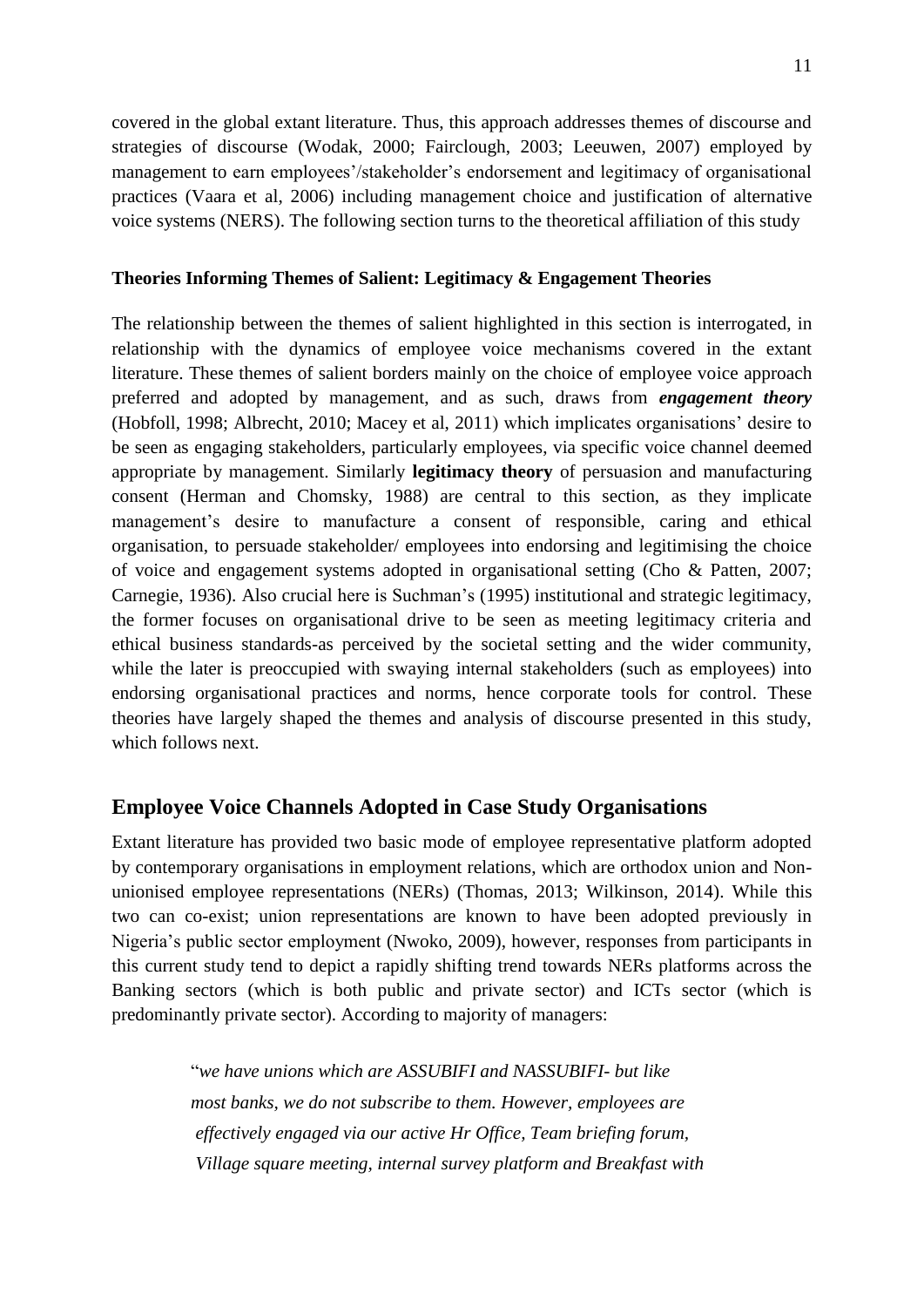covered in the global extant literature. Thus, this approach addresses themes of discourse and strategies of discourse (Wodak, 2000; Fairclough, 2003; Leeuwen, 2007) employed by management to earn employees'/stakeholder's endorsement and legitimacy of organisational practices (Vaara et al, 2006) including management choice and justification of alternative voice systems (NERS). The following section turns to the theoretical affiliation of this study

### Theories Informing Themes of Salient: Legitimacy & Engagement Theories

The relationship between the themes of salient highlighted in this section is interrogated, in relationship with the dynamics of employee voice mechanisms covered in the extant literature. These themes of salient borders mainly on the choice of employee voice approach preferred and adopted by management, and as such, draws from ***engagement theory*** (Hobfoll, 1998; Albrecht, 2010; Macey et al, 2011) which implicates organisations' desire to be seen as engaging stakeholders, particularly employees, via specific voice channel deemed appropriate by management. Similarly **legitimacy theory** of persuasion and manufacturing consent (Herman and Chomsky, 1988) are central to this section, as they implicate management's desire to manufacture a consent of responsible, caring and ethical organisation, to persuade stakeholder/ employees into endorsing and legitimising the choice of voice and engagement systems adopted in organisational setting (Cho & Patten, 2007; Carnegie, 1936). Also crucial here is Suchman's (1995) institutional and strategic legitimacy, the former focuses on organisational drive to be seen as meeting legitimacy criteria and ethical business standards-as perceived by the societal setting and the wider community, while the later is preoccupied with swaying internal stakeholders (such as employees) into endorsing organisational practices and norms, hence corporate tools for control. These theories have largely shaped the themes and analysis of discourse presented in this study, which follows next.

## Employee Voice Channels Adopted in Case Study Organisations

Extant literature has provided two basic mode of employee representative platform adopted by contemporary organisations in employment relations, which are orthodox union and Non-unionised employee representations (NERs) (Thomas, 2013; Wilkinson, 2014). While this two can co-exist; union representations are known to have been adopted previously in Nigeria's public sector employment (Nwoko, 2009), however, responses from participants in this current study tend to depict a rapidly shifting trend towards NERs platforms across the Banking sectors (which is both public and private sector) and ICTs sector (which is predominantly private sector). According to majority of managers:

> "*we have unions which are ASSUBIFI and NASSUBIFI- but like most banks, we do not subscribe to them. However, employees are effectively engaged via our active Hr Office, Team briefing forum, Village square meeting, internal survey platform and Breakfast with*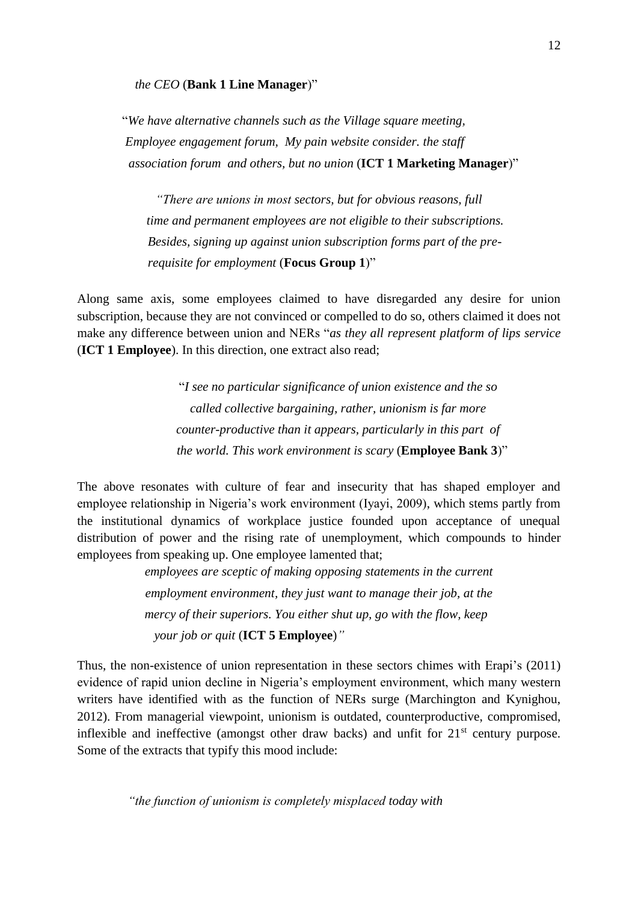*the CEO* (**Bank 1 Line Manager**)"

> "*We have alternative channels such as the Village square meeting, Employee engagement forum, My pain website consider. the staff association forum and others, but no union* (**ICT 1 Marketing Manager**)"

> *"There are unions in most sectors, but for obvious reasons, full time and permanent employees are not eligible to their subscriptions. Besides, signing up against union subscription forms part of the pre-requisite for employment* (**Focus Group 1**)"

Along same axis, some employees claimed to have disregarded any desire for union subscription, because they are not convinced or compelled to do so, others claimed it does not make any difference between union and NERs "*as they all represent platform of lips service* (**ICT 1 Employee**). In this direction, one extract also read;

> "*I see no particular significance of union existence and the so called collective bargaining, rather, unionism is far more counter-productive than it appears, particularly in this part of the world. This work environment is scary* (**Employee Bank 3**)"

The above resonates with culture of fear and insecurity that has shaped employer and employee relationship in Nigeria's work environment (Iyayi, 2009), which stems partly from the institutional dynamics of workplace justice founded upon acceptance of unequal distribution of power and the rising rate of unemployment, which compounds to hinder employees from speaking up. One employee lamented that;

> *employees are sceptic of making opposing statements in the current employment environment, they just want to manage their job, at the mercy of their superiors. You either shut up, go with the flow, keep your job or quit* (**ICT 5 Employee**)*"*

Thus, the non-existence of union representation in these sectors chimes with Erapi's (2011) evidence of rapid union decline in Nigeria's employment environment, which many western writers have identified with as the function of NERs surge (Marchington and Kynighou, 2012). From managerial viewpoint, unionism is outdated, counterproductive, compromised, inflexible and ineffective (amongst other draw backs) and unfit for 21st century purpose. Some of the extracts that typify this mood include:

> *"the function of unionism is completely misplaced today with*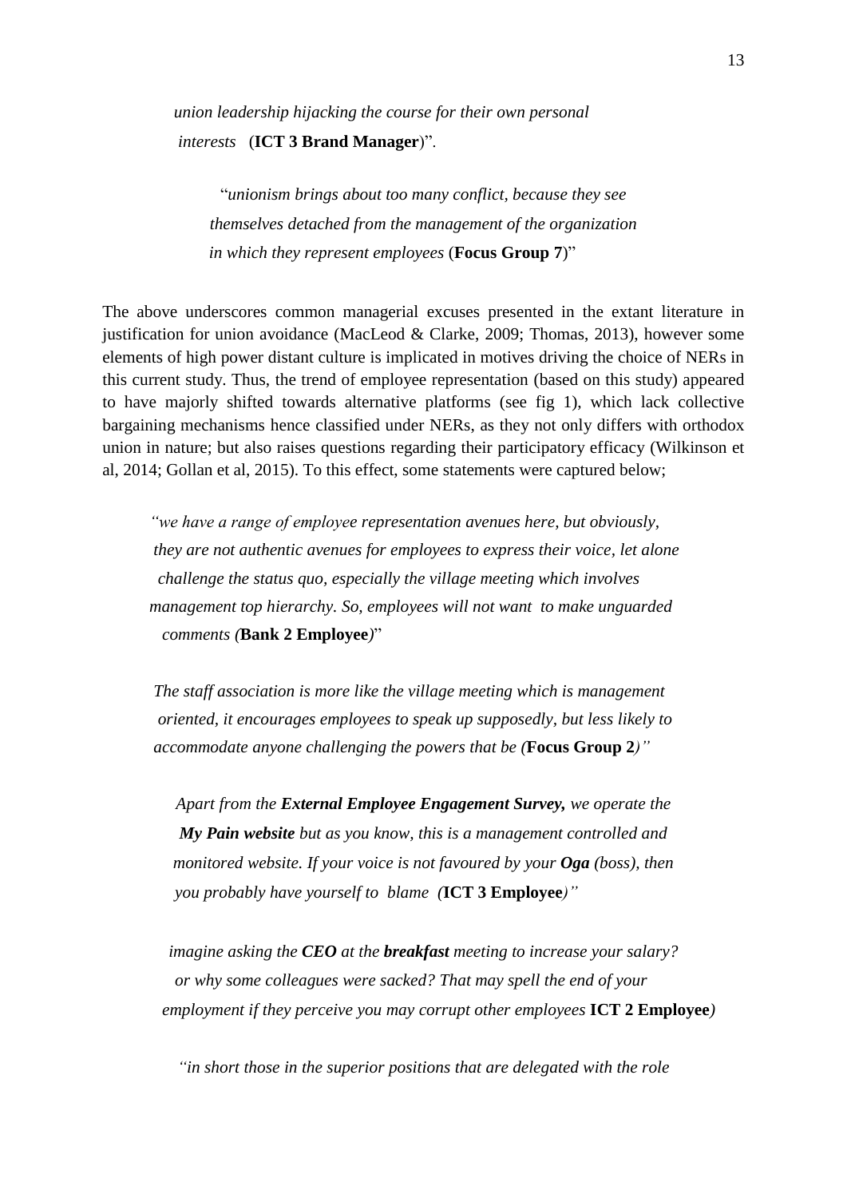*union leadership hijacking the course for their own personal interests* (**ICT 3 Brand Manager**)".

"*unionism brings about too many conflict, because they see themselves detached from the management of the organization in which they represent employees* (**Focus Group 7**)"

The above underscores common managerial excuses presented in the extant literature in justification for union avoidance (MacLeod & Clarke, 2009; Thomas, 2013), however some elements of high power distant culture is implicated in motives driving the choice of NERs in this current study. Thus, the trend of employee representation (based on this study) appeared to have majorly shifted towards alternative platforms (see fig 1), which lack collective bargaining mechanisms hence classified under NERs, as they not only differs with orthodox union in nature; but also raises questions regarding their participatory efficacy (Wilkinson et al, 2014; Gollan et al, 2015). To this effect, some statements were captured below;

*"we have a range of employee representation avenues here, but obviously, they are not authentic avenues for employees to express their voice, let alone challenge the status quo, especially the village meeting which involves management top hierarchy. So, employees will not want to make unguarded comments (***Bank 2 Employee***)*"

*The staff association is more like the village meeting which is management oriented, it encourages employees to speak up supposedly, but less likely to accommodate anyone challenging the powers that be (***Focus Group 2***)"*

*Apart from the* ***External Employee Engagement Survey,*** *we operate the* ***My Pain website*** *but as you know, this is a management controlled and monitored website. If your voice is not favoured by your* ***Oga*** *(boss), then you probably have yourself to blame (***ICT 3 Employee***)"*

*imagine asking the* ***CEO*** *at the* ***breakfast*** *meeting to increase your salary? or why some colleagues were sacked? That may spell the end of your employment if they perceive you may corrupt other employees* **ICT 2 Employee***)*

*"in short those in the superior positions that are delegated with the role*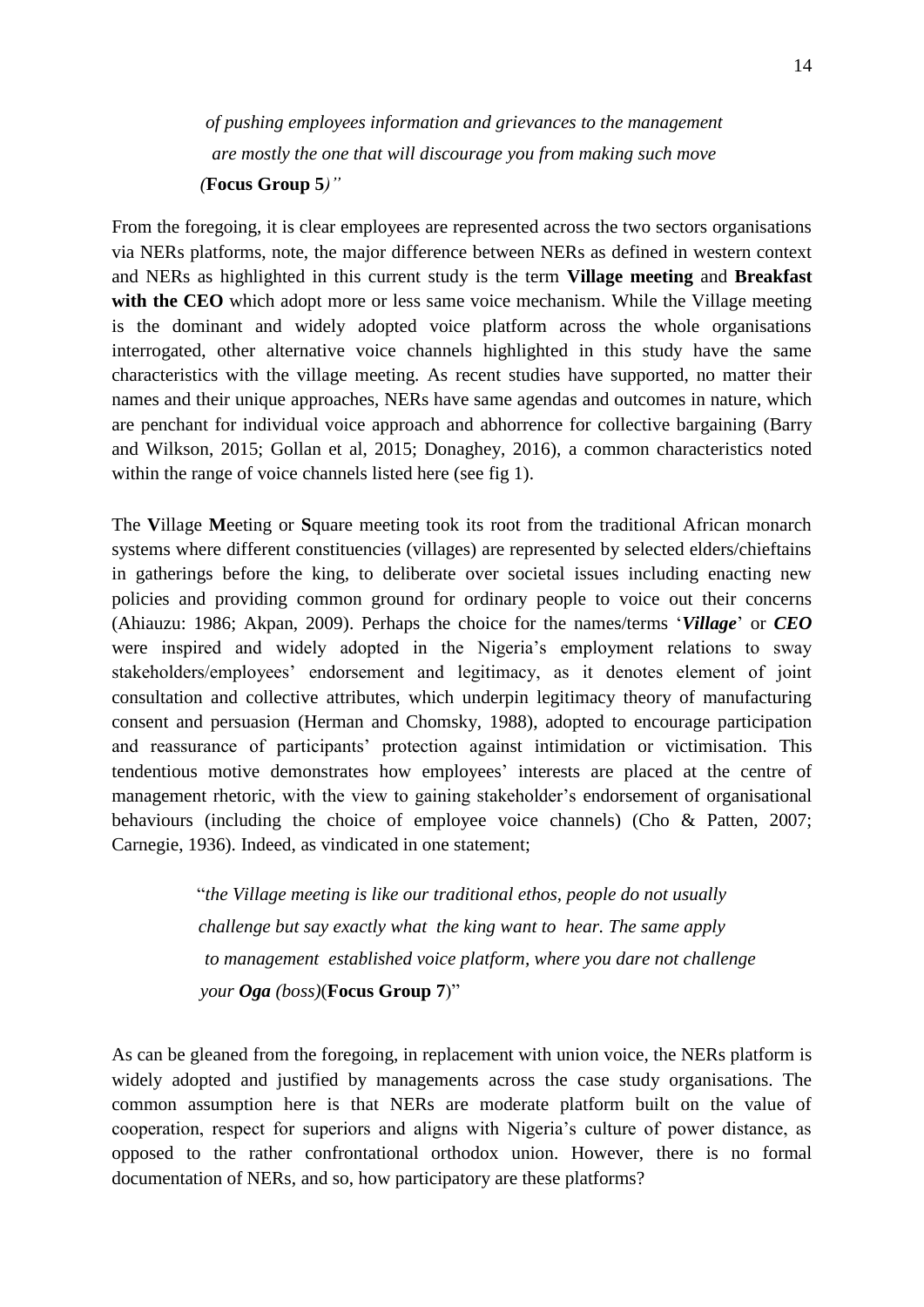*of pushing employees information and grievances to the management are mostly the one that will discourage you from making such move (***Focus Group 5***)"*

From the foregoing, it is clear employees are represented across the two sectors organisations via NERs platforms, note, the major difference between NERs as defined in western context and NERs as highlighted in this current study is the term **Village meeting** and **Breakfast with the CEO** which adopt more or less same voice mechanism. While the Village meeting is the dominant and widely adopted voice platform across the whole organisations interrogated, other alternative voice channels highlighted in this study have the same characteristics with the village meeting. As recent studies have supported, no matter their names and their unique approaches, NERs have same agendas and outcomes in nature, which are penchant for individual voice approach and abhorrence for collective bargaining (Barry and Wilkson, 2015; Gollan et al, 2015; Donaghey, 2016), a common characteristics noted within the range of voice channels listed here (see fig 1).

The **V**illage **M**eeting or **S**quare meeting took its root from the traditional African monarch systems where different constituencies (villages) are represented by selected elders/chieftains in gatherings before the king, to deliberate over societal issues including enacting new policies and providing common ground for ordinary people to voice out their concerns (Ahiauzu: 1986; Akpan, 2009). Perhaps the choice for the names/terms '***Village***' or ***CEO*** were inspired and widely adopted in the Nigeria's employment relations to sway stakeholders/employees' endorsement and legitimacy, as it denotes element of joint consultation and collective attributes, which underpin legitimacy theory of manufacturing consent and persuasion (Herman and Chomsky, 1988), adopted to encourage participation and reassurance of participants' protection against intimidation or victimisation. This tendentious motive demonstrates how employees' interests are placed at the centre of management rhetoric, with the view to gaining stakeholder's endorsement of organisational behaviours (including the choice of employee voice channels) (Cho & Patten, 2007; Carnegie, 1936). Indeed, as vindicated in one statement;

"*the Village meeting is like our traditional ethos, people do not usually challenge but say exactly what the king want to hear. The same apply to management established voice platform, where you dare not challenge your* ***Oga*** *(boss)*(**Focus Group 7**)"

As can be gleaned from the foregoing, in replacement with union voice, the NERs platform is widely adopted and justified by managements across the case study organisations. The common assumption here is that NERs are moderate platform built on the value of cooperation, respect for superiors and aligns with Nigeria's culture of power distance, as opposed to the rather confrontational orthodox union. However, there is no formal documentation of NERs, and so, how participatory are these platforms?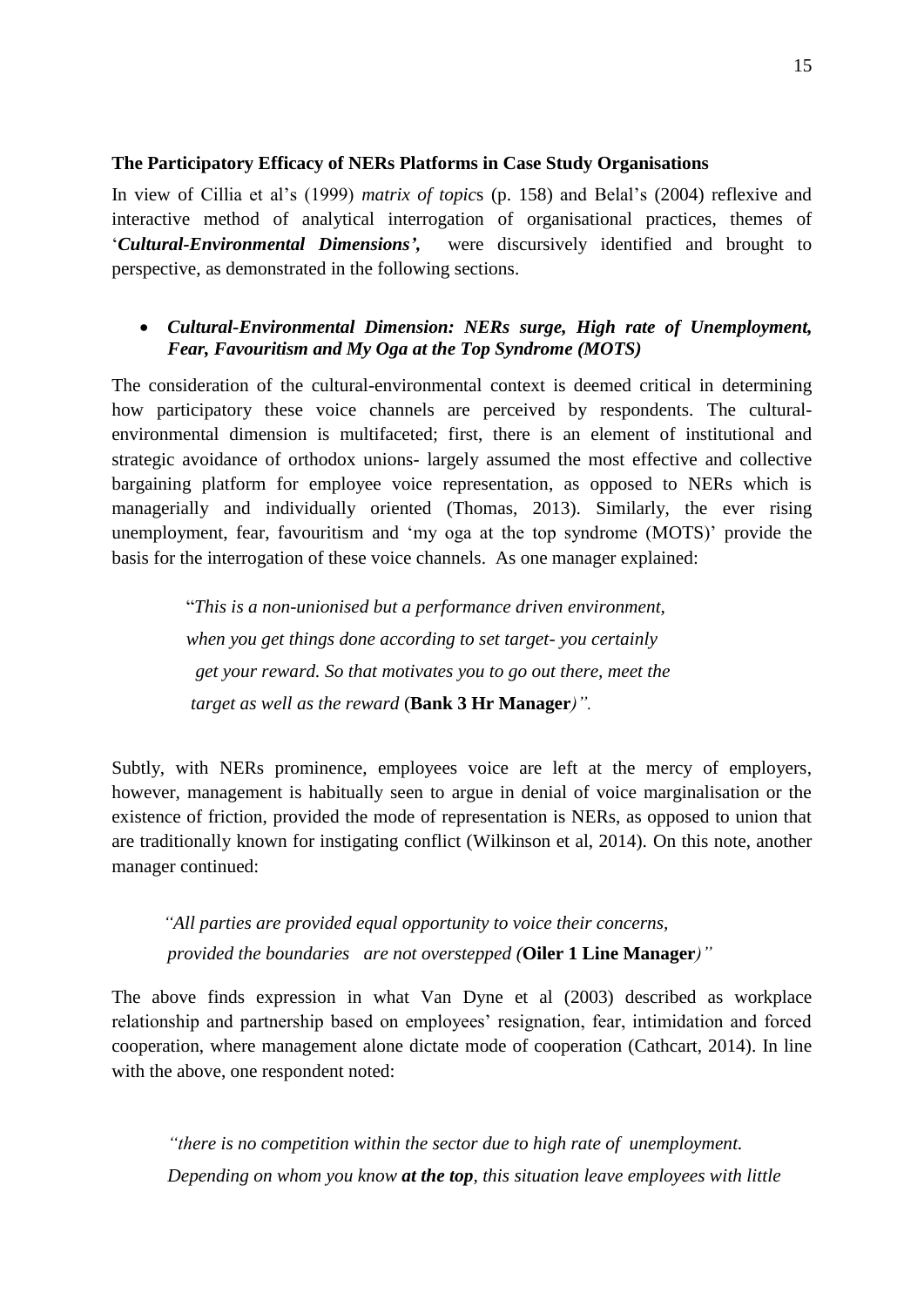**The Participatory Efficacy of NERs Platforms in Case Study Organisations**

In view of Cillia et al's (1999) *matrix of topic*s (p. 158) and Belal's (2004) reflexive and interactive method of analytical interrogation of organisational practices, themes of '***Cultural-Environmental Dimensions'***, were discursively identified and brought to perspective, as demonstrated in the following sections.

- ***Cultural-Environmental Dimension: NERs surge, High rate of Unemployment, Fear, Favouritism and My Oga at the Top Syndrome (MOTS)***

The consideration of the cultural-environmental context is deemed critical in determining how participatory these voice channels are perceived by respondents. The cultural-environmental dimension is multifaceted; first, there is an element of institutional and strategic avoidance of orthodox unions- largely assumed the most effective and collective bargaining platform for employee voice representation, as opposed to NERs which is managerially and individually oriented (Thomas, 2013). Similarly, the ever rising unemployment, fear, favouritism and 'my oga at the top syndrome (MOTS)' provide the basis for the interrogation of these voice channels. As one manager explained:

> "*This is a non-unionised but a performance driven environment, when you get things done according to set target- you certainly get your reward. So that motivates you to go out there, meet the target as well as the reward* (**Bank 3 Hr Manager**)".

Subtly, with NERs prominence, employees voice are left at the mercy of employers, however, management is habitually seen to argue in denial of voice marginalisation or the existence of friction, provided the mode of representation is NERs, as opposed to union that are traditionally known for instigating conflict (Wilkinson et al, 2014). On this note, another manager continued:

> *"All parties are provided equal opportunity to voice their concerns, provided the boundaries are not overstepped (***Oiler 1 Line Manager***)"*

The above finds expression in what Van Dyne et al (2003) described as workplace relationship and partnership based on employees' resignation, fear, intimidation and forced cooperation, where management alone dictate mode of cooperation (Cathcart, 2014). In line with the above, one respondent noted:

> *"there is no competition within the sector due to high rate of unemployment. Depending on whom you know* ***at the top****, this situation leave employees with little*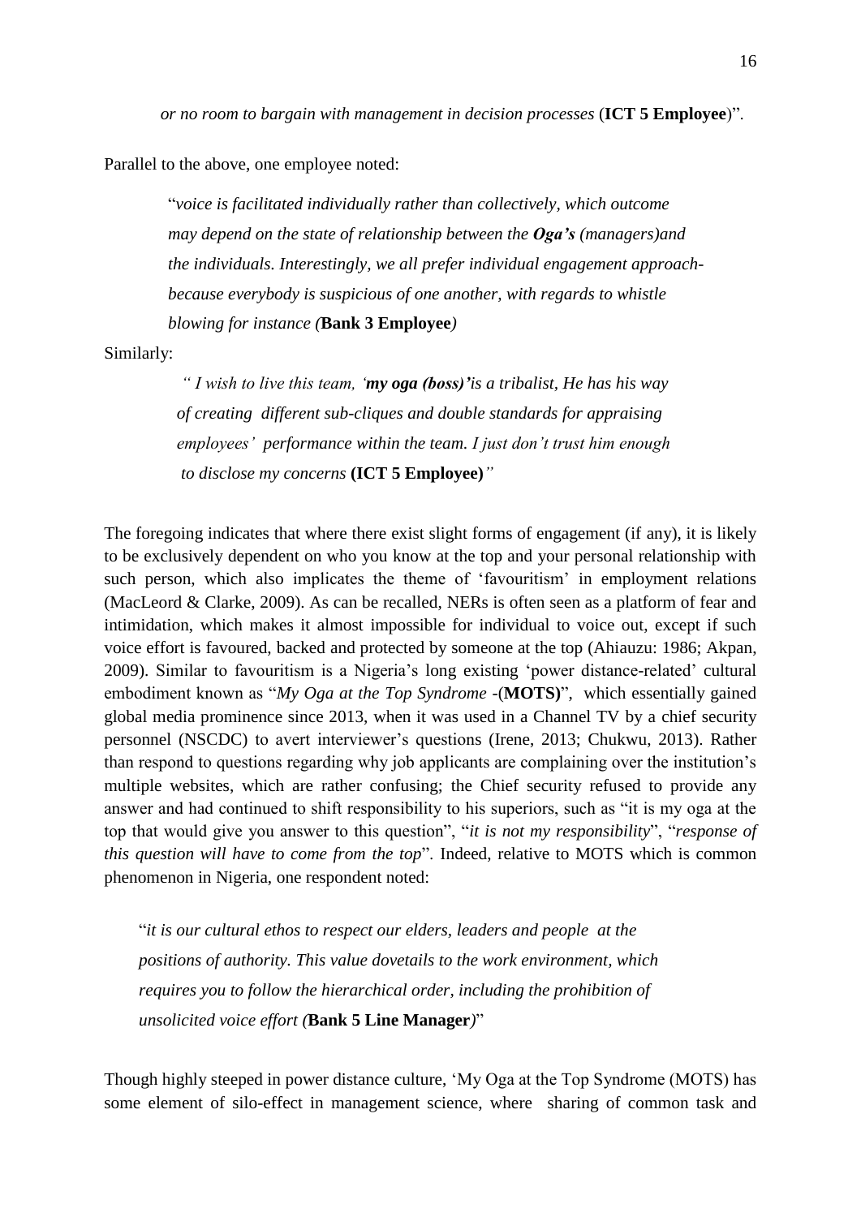*or no room to bargain with management in decision processes* (**ICT 5 Employee**)".

Parallel to the above, one employee noted:

> "*voice is facilitated individually rather than collectively, which outcome may depend on the state of relationship between the* ***Oga's*** *(managers)and the individuals. Interestingly, we all prefer individual engagement approach- because everybody is suspicious of one another, with regards to whistle blowing for instance (***Bank 3 Employee***)*

Similarly:

> *" I wish to live this team, '****my oga (boss)'****is a tribalist, He has his way of creating different sub-cliques and double standards for appraising employees' performance within the team. I just don't trust him enough to disclose my concerns* **(ICT 5 Employee)***"*

The foregoing indicates that where there exist slight forms of engagement (if any), it is likely to be exclusively dependent on who you know at the top and your personal relationship with such person, which also implicates the theme of 'favouritism' in employment relations (MacLeord & Clarke, 2009). As can be recalled, NERs is often seen as a platform of fear and intimidation, which makes it almost impossible for individual to voice out, except if such voice effort is favoured, backed and protected by someone at the top (Ahiauzu: 1986; Akpan, 2009). Similar to favouritism is a Nigeria's long existing 'power distance-related' cultural embodiment known as "*My Oga at the Top Syndrome* -(**MOTS)**", which essentially gained global media prominence since 2013, when it was used in a Channel TV by a chief security personnel (NSCDC) to avert interviewer's questions (Irene, 2013; Chukwu, 2013). Rather than respond to questions regarding why job applicants are complaining over the institution's multiple websites, which are rather confusing; the Chief security refused to provide any answer and had continued to shift responsibility to his superiors, such as "it is my oga at the top that would give you answer to this question", "*it is not my responsibility*", "*response of this question will have to come from the top*". Indeed, relative to MOTS which is common phenomenon in Nigeria, one respondent noted:

> "*it is our cultural ethos to respect our elders, leaders and people at the positions of authority. This value dovetails to the work environment, which requires you to follow the hierarchical order, including the prohibition of unsolicited voice effort (***Bank 5 Line Manager***)*"

Though highly steeped in power distance culture, 'My Oga at the Top Syndrome (MOTS) has some element of silo-effect in management science, where sharing of common task and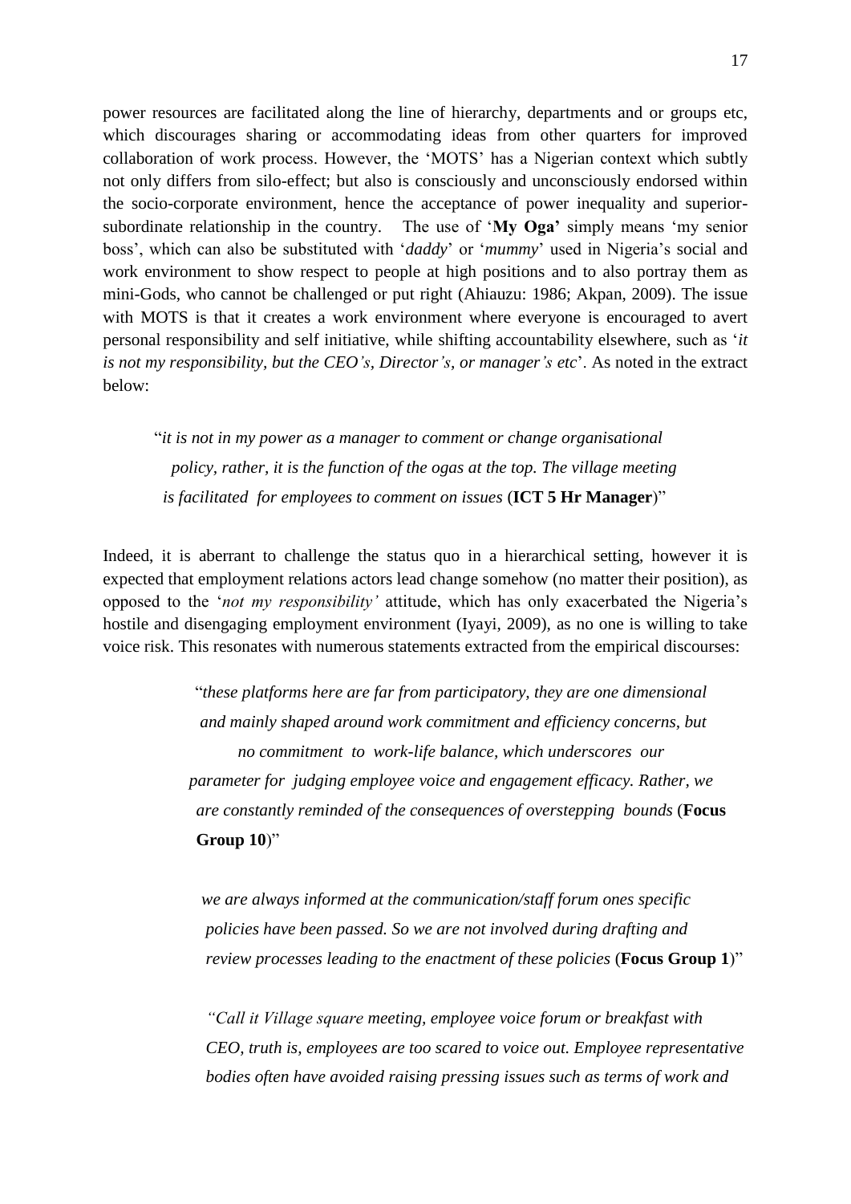power resources are facilitated along the line of hierarchy, departments and or groups etc, which discourages sharing or accommodating ideas from other quarters for improved collaboration of work process. However, the 'MOTS' has a Nigerian context which subtly not only differs from silo-effect; but also is consciously and unconsciously endorsed within the socio-corporate environment, hence the acceptance of power inequality and superior-subordinate relationship in the country. The use of '**My Oga'** simply means 'my senior boss', which can also be substituted with '*daddy*' or '*mummy*' used in Nigeria's social and work environment to show respect to people at high positions and to also portray them as mini-Gods, who cannot be challenged or put right (Ahiauzu: 1986; Akpan, 2009). The issue with MOTS is that it creates a work environment where everyone is encouraged to avert personal responsibility and self initiative, while shifting accountability elsewhere, such as '*it is not my responsibility, but the CEO's, Director's, or manager's etc*'. As noted in the extract below:

> "*it is not in my power as a manager to comment or change organisational policy, rather, it is the function of the ogas at the top. The village meeting is facilitated for employees to comment on issues* (**ICT 5 Hr Manager**)"

Indeed, it is aberrant to challenge the status quo in a hierarchical setting, however it is expected that employment relations actors lead change somehow (no matter their position), as opposed to the '*not my responsibility'* attitude, which has only exacerbated the Nigeria's hostile and disengaging employment environment (Iyayi, 2009), as no one is willing to take voice risk. This resonates with numerous statements extracted from the empirical discourses:

> "*these platforms here are far from participatory, they are one dimensional and mainly shaped around work commitment and efficiency concerns, but no commitment to work-life balance, which underscores our parameter for judging employee voice and engagement efficacy. Rather, we are constantly reminded of the consequences of overstepping bounds* (**Focus Group 10**)"

> *we are always informed at the communication/staff forum ones specific policies have been passed. So we are not involved during drafting and review processes leading to the enactment of these policies* (**Focus Group 1**)"

> *"Call it Village square meeting, employee voice forum or breakfast with CEO, truth is, employees are too scared to voice out. Employee representative bodies often have avoided raising pressing issues such as terms of work and*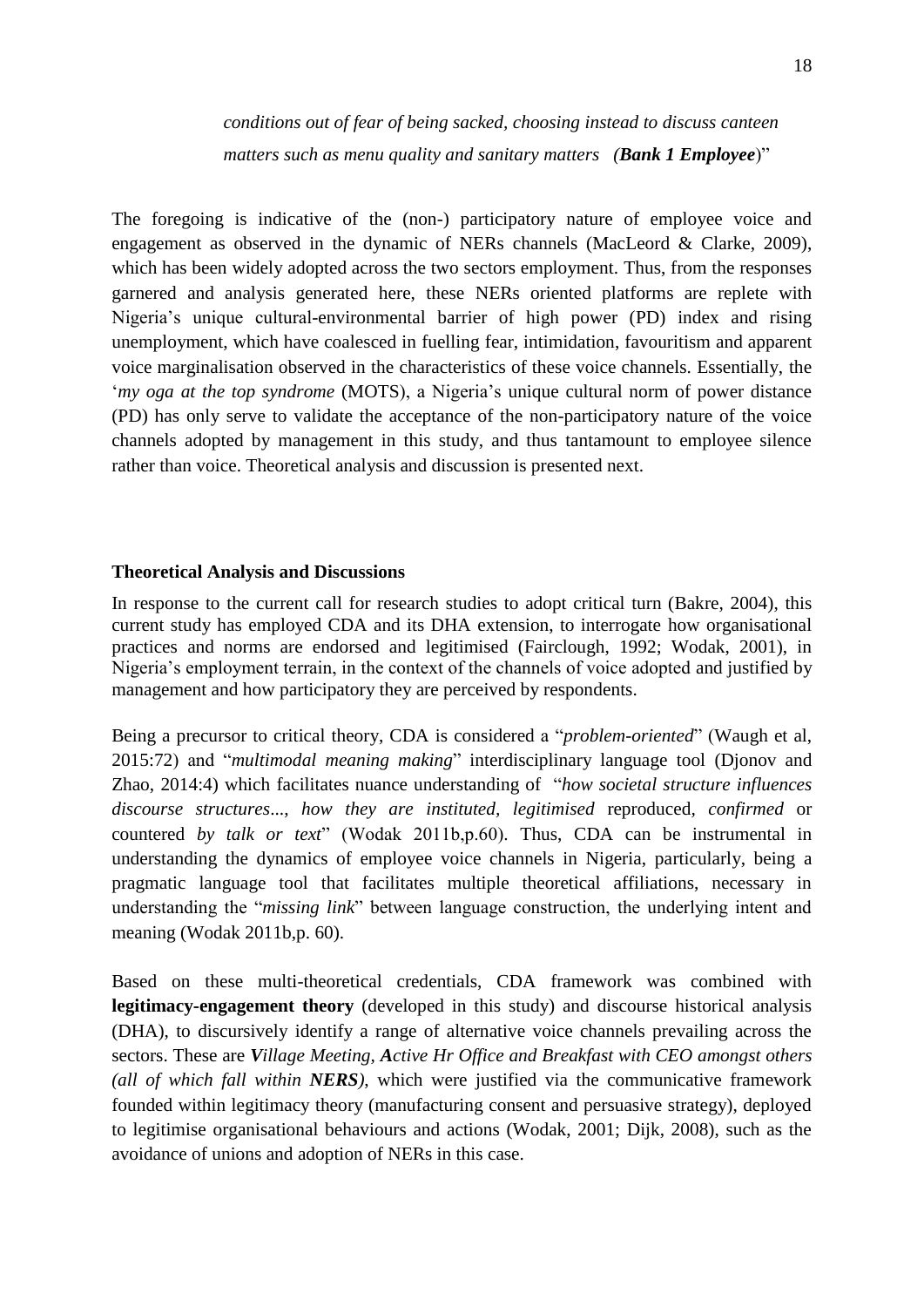*conditions out of fear of being sacked, choosing instead to discuss canteen matters such as menu quality and sanitary matters (**Bank 1 Employee**)*"

The foregoing is indicative of the (non-) participatory nature of employee voice and engagement as observed in the dynamic of NERs channels (MacLeord & Clarke, 2009), which has been widely adopted across the two sectors employment. Thus, from the responses garnered and analysis generated here, these NERs oriented platforms are replete with Nigeria's unique cultural-environmental barrier of high power (PD) index and rising unemployment, which have coalesced in fuelling fear, intimidation, favouritism and apparent voice marginalisation observed in the characteristics of these voice channels. Essentially, the '*my oga at the top syndrome* (MOTS), a Nigeria's unique cultural norm of power distance (PD) has only serve to validate the acceptance of the non-participatory nature of the voice channels adopted by management in this study, and thus tantamount to employee silence rather than voice. Theoretical analysis and discussion is presented next.

## Theoretical Analysis and Discussions

In response to the current call for research studies to adopt critical turn (Bakre, 2004), this current study has employed CDA and its DHA extension, to interrogate how organisational practices and norms are endorsed and legitimised (Fairclough, 1992; Wodak, 2001), in Nigeria's employment terrain, in the context of the channels of voice adopted and justified by management and how participatory they are perceived by respondents.

Being a precursor to critical theory, CDA is considered a "*problem-oriented*" (Waugh et al, 2015:72) and "*multimodal meaning making*" interdisciplinary language tool (Djonov and Zhao, 2014:4) which facilitates nuance understanding of "*how societal structure influences discourse structures..., how they are instituted, legitimised* reproduced, *confirmed* or countered *by talk or text*" (Wodak 2011b,p.60). Thus, CDA can be instrumental in understanding the dynamics of employee voice channels in Nigeria, particularly, being a pragmatic language tool that facilitates multiple theoretical affiliations, necessary in understanding the "*missing link*" between language construction, the underlying intent and meaning (Wodak 2011b,p. 60).

Based on these multi-theoretical credentials, CDA framework was combined with **legitimacy-engagement theory** (developed in this study) and discourse historical analysis (DHA), to discursively identify a range of alternative voice channels prevailing across the sectors. These are ***V****illage Meeting,* ***A****ctive Hr Office and Breakfast with CEO amongst others (all of which fall within* ***NERS****)*, which were justified via the communicative framework founded within legitimacy theory (manufacturing consent and persuasive strategy), deployed to legitimise organisational behaviours and actions (Wodak, 2001; Dijk, 2008), such as the avoidance of unions and adoption of NERs in this case.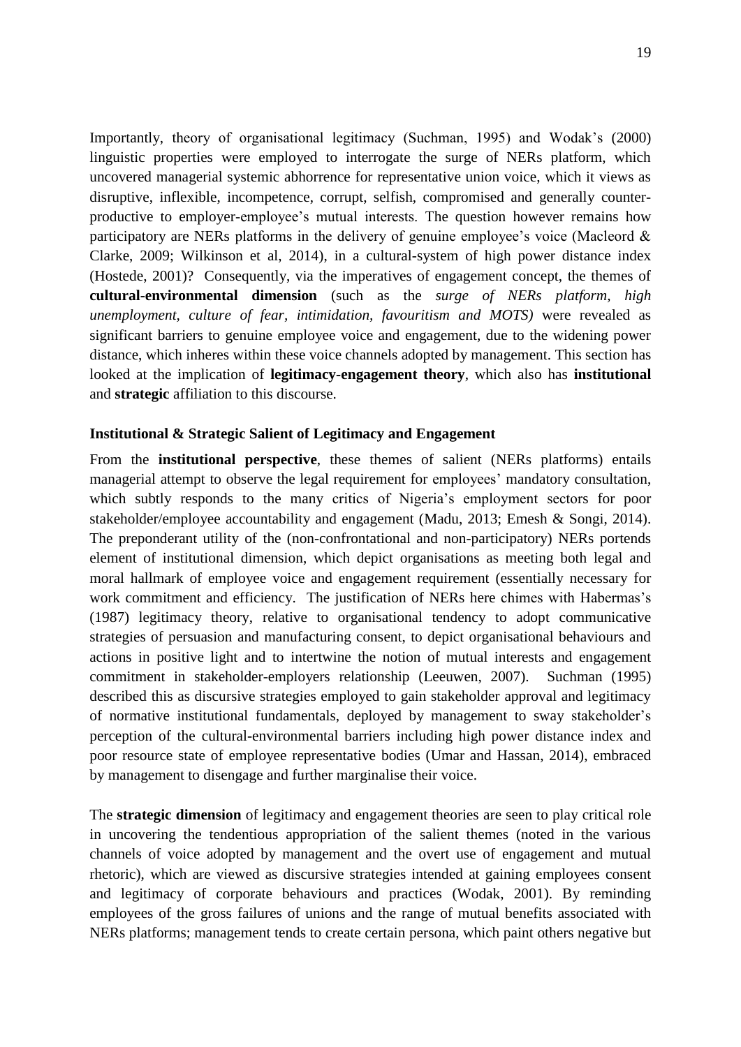Importantly, theory of organisational legitimacy (Suchman, 1995) and Wodak's (2000) linguistic properties were employed to interrogate the surge of NERs platform, which uncovered managerial systemic abhorrence for representative union voice, which it views as disruptive, inflexible, incompetence, corrupt, selfish, compromised and generally counter-productive to employer-employee's mutual interests. The question however remains how participatory are NERs platforms in the delivery of genuine employee's voice (Macleord & Clarke, 2009; Wilkinson et al, 2014), in a cultural-system of high power distance index (Hostede, 2001)? Consequently, via the imperatives of engagement concept, the themes of **cultural-environmental dimension** (such as the *surge of NERs platform, high unemployment, culture of fear, intimidation, favouritism and MOTS)* were revealed as significant barriers to genuine employee voice and engagement, due to the widening power distance, which inheres within these voice channels adopted by management. This section has looked at the implication of **legitimacy-engagement theory**, which also has **institutional** and **strategic** affiliation to this discourse.

**Institutional & Strategic Salient of Legitimacy and Engagement**

From the **institutional perspective**, these themes of salient (NERs platforms) entails managerial attempt to observe the legal requirement for employees' mandatory consultation, which subtly responds to the many critics of Nigeria's employment sectors for poor stakeholder/employee accountability and engagement (Madu, 2013; Emesh & Songi, 2014). The preponderant utility of the (non-confrontational and non-participatory) NERs portends element of institutional dimension, which depict organisations as meeting both legal and moral hallmark of employee voice and engagement requirement (essentially necessary for work commitment and efficiency. The justification of NERs here chimes with Habermas's (1987) legitimacy theory, relative to organisational tendency to adopt communicative strategies of persuasion and manufacturing consent, to depict organisational behaviours and actions in positive light and to intertwine the notion of mutual interests and engagement commitment in stakeholder-employers relationship (Leeuwen, 2007). Suchman (1995) described this as discursive strategies employed to gain stakeholder approval and legitimacy of normative institutional fundamentals, deployed by management to sway stakeholder's perception of the cultural-environmental barriers including high power distance index and poor resource state of employee representative bodies (Umar and Hassan, 2014), embraced by management to disengage and further marginalise their voice.

The **strategic dimension** of legitimacy and engagement theories are seen to play critical role in uncovering the tendentious appropriation of the salient themes (noted in the various channels of voice adopted by management and the overt use of engagement and mutual rhetoric), which are viewed as discursive strategies intended at gaining employees consent and legitimacy of corporate behaviours and practices (Wodak, 2001). By reminding employees of the gross failures of unions and the range of mutual benefits associated with NERs platforms; management tends to create certain persona, which paint others negative but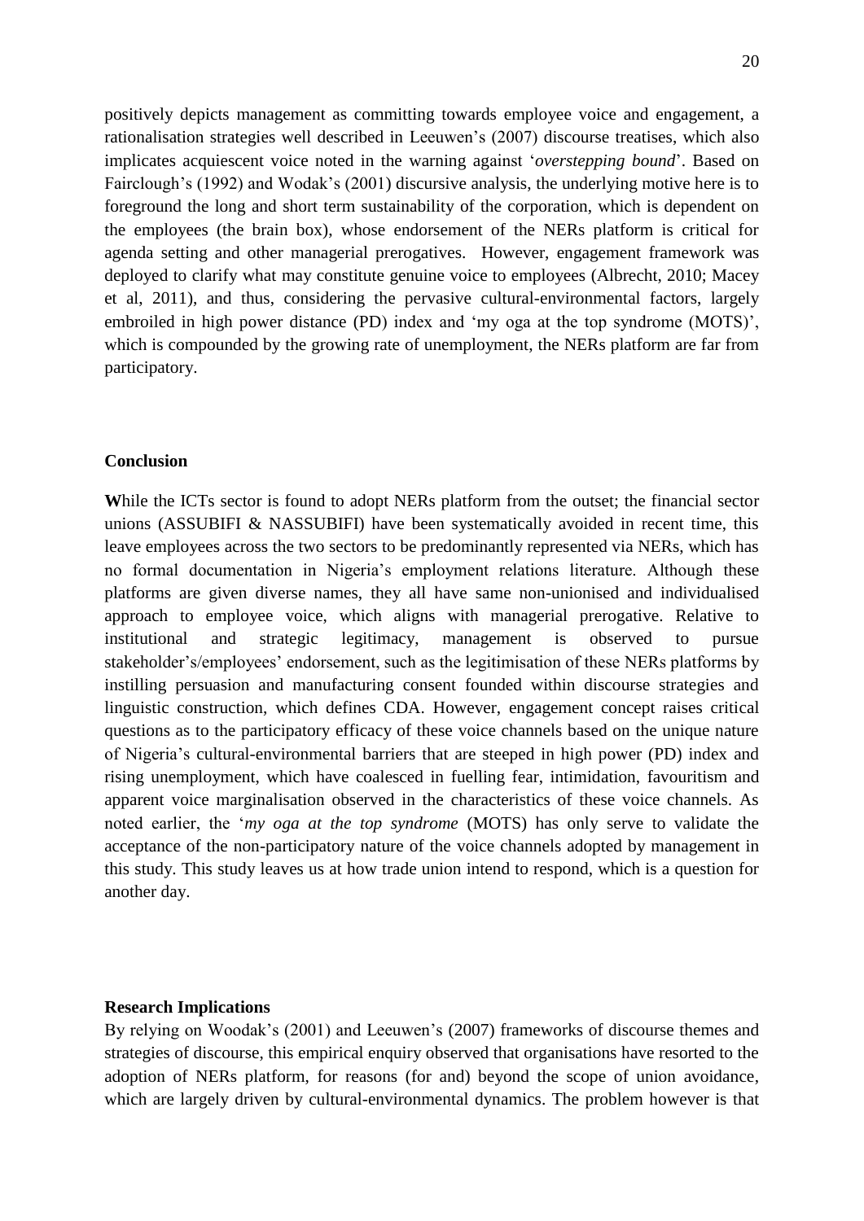positively depicts management as committing towards employee voice and engagement, a rationalisation strategies well described in Leeuwen's (2007) discourse treatises, which also implicates acquiescent voice noted in the warning against '*overstepping bound*'. Based on Fairclough's (1992) and Wodak's (2001) discursive analysis, the underlying motive here is to foreground the long and short term sustainability of the corporation, which is dependent on the employees (the brain box), whose endorsement of the NERs platform is critical for agenda setting and other managerial prerogatives. However, engagement framework was deployed to clarify what may constitute genuine voice to employees (Albrecht, 2010; Macey et al, 2011), and thus, considering the pervasive cultural-environmental factors, largely embroiled in high power distance (PD) index and 'my oga at the top syndrome (MOTS)', which is compounded by the growing rate of unemployment, the NERs platform are far from participatory.

## Conclusion

**W**hile the ICTs sector is found to adopt NERs platform from the outset; the financial sector unions (ASSUBIFI & NASSUBIFI) have been systematically avoided in recent time, this leave employees across the two sectors to be predominantly represented via NERs, which has no formal documentation in Nigeria's employment relations literature. Although these platforms are given diverse names, they all have same non-unionised and individualised approach to employee voice, which aligns with managerial prerogative. Relative to institutional and strategic legitimacy, management is observed to pursue stakeholder's/employees' endorsement, such as the legitimisation of these NERs platforms by instilling persuasion and manufacturing consent founded within discourse strategies and linguistic construction, which defines CDA. However, engagement concept raises critical questions as to the participatory efficacy of these voice channels based on the unique nature of Nigeria's cultural-environmental barriers that are steeped in high power (PD) index and rising unemployment, which have coalesced in fuelling fear, intimidation, favouritism and apparent voice marginalisation observed in the characteristics of these voice channels. As noted earlier, the '*my oga at the top syndrome* (MOTS) has only serve to validate the acceptance of the non-participatory nature of the voice channels adopted by management in this study. This study leaves us at how trade union intend to respond, which is a question for another day.

## Research Implications

By relying on Woodak's (2001) and Leeuwen's (2007) frameworks of discourse themes and strategies of discourse, this empirical enquiry observed that organisations have resorted to the adoption of NERs platform, for reasons (for and) beyond the scope of union avoidance, which are largely driven by cultural-environmental dynamics. The problem however is that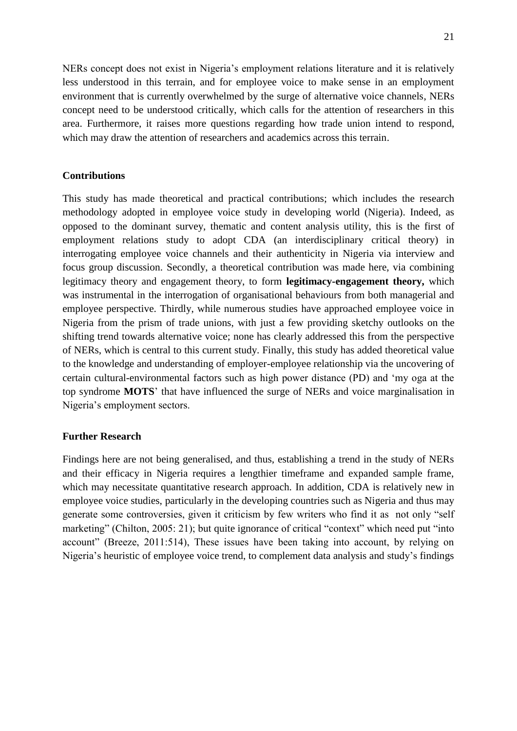NERs concept does not exist in Nigeria's employment relations literature and it is relatively less understood in this terrain, and for employee voice to make sense in an employment environment that is currently overwhelmed by the surge of alternative voice channels, NERs concept need to be understood critically, which calls for the attention of researchers in this area. Furthermore, it raises more questions regarding how trade union intend to respond, which may draw the attention of researchers and academics across this terrain.

## Contributions

This study has made theoretical and practical contributions; which includes the research methodology adopted in employee voice study in developing world (Nigeria). Indeed, as opposed to the dominant survey, thematic and content analysis utility, this is the first of employment relations study to adopt CDA (an interdisciplinary critical theory) in interrogating employee voice channels and their authenticity in Nigeria via interview and focus group discussion. Secondly, a theoretical contribution was made here, via combining legitimacy theory and engagement theory, to form **legitimacy-engagement theory,** which was instrumental in the interrogation of organisational behaviours from both managerial and employee perspective. Thirdly, while numerous studies have approached employee voice in Nigeria from the prism of trade unions, with just a few providing sketchy outlooks on the shifting trend towards alternative voice; none has clearly addressed this from the perspective of NERs, which is central to this current study. Finally, this study has added theoretical value to the knowledge and understanding of employer-employee relationship via the uncovering of certain cultural-environmental factors such as high power distance (PD) and 'my oga at the top syndrome **MOTS**' that have influenced the surge of NERs and voice marginalisation in Nigeria's employment sectors.

## Further Research

Findings here are not being generalised, and thus, establishing a trend in the study of NERs and their efficacy in Nigeria requires a lengthier timeframe and expanded sample frame, which may necessitate quantitative research approach. In addition, CDA is relatively new in employee voice studies, particularly in the developing countries such as Nigeria and thus may generate some controversies, given it criticism by few writers who find it as not only "self marketing" (Chilton, 2005: 21); but quite ignorance of critical "context" which need put "into account" (Breeze, 2011:514), These issues have been taking into account, by relying on Nigeria's heuristic of employee voice trend, to complement data analysis and study's findings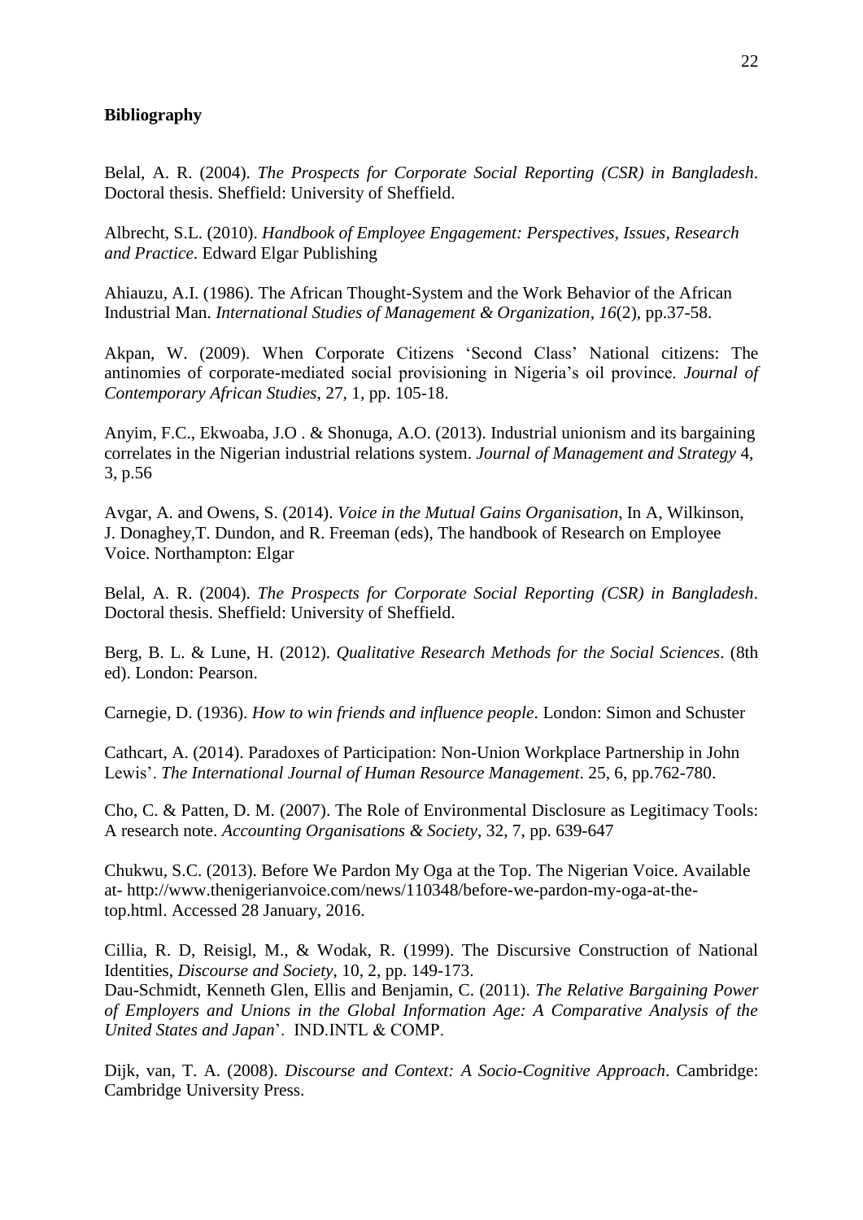**Bibliography**

Belal, A. R. (2004). *The Prospects for Corporate Social Reporting (CSR) in Bangladesh*. Doctoral thesis. Sheffield: University of Sheffield.

Albrecht, S.L. (2010). *Handbook of Employee Engagement: Perspectives, Issues, Research and Practice*. Edward Elgar Publishing

Ahiauzu, A.I. (1986). The African Thought-System and the Work Behavior of the African Industrial Man. *International Studies of Management & Organization*, *16*(2), pp.37-58.

Akpan, W. (2009). When Corporate Citizens 'Second Class' National citizens: The antinomies of corporate-mediated social provisioning in Nigeria's oil province. *Journal of Contemporary African Studies*, 27, 1, pp. 105-18.

Anyim, F.C., Ekwoaba, J.O . & Shonuga, A.O. (2013). Industrial unionism and its bargaining correlates in the Nigerian industrial relations system. *Journal of Management and Strategy* 4, 3, p.56

Avgar, A. and Owens, S. (2014). *Voice in the Mutual Gains Organisation*, In A, Wilkinson, J. Donaghey,T. Dundon, and R. Freeman (eds), The handbook of Research on Employee Voice. Northampton: Elgar

Belal, A. R. (2004). *The Prospects for Corporate Social Reporting (CSR) in Bangladesh*. Doctoral thesis. Sheffield: University of Sheffield.

Berg, B. L. & Lune, H. (2012). *Qualitative Research Methods for the Social Sciences*. (8th ed). London: Pearson.

Carnegie, D. (1936). *How to win friends and influence people*. London: Simon and Schuster

Cathcart, A. (2014). Paradoxes of Participation: Non-Union Workplace Partnership in John Lewis'. *The International Journal of Human Resource Management*. 25, 6, pp.762-780.

Cho, C. & Patten, D. M. (2007). The Role of Environmental Disclosure as Legitimacy Tools: A research note. *Accounting Organisations & Society*, 32, 7, pp. 639-647

Chukwu, S.C. (2013). Before We Pardon My Oga at the Top. The Nigerian Voice. Available at- http://www.thenigerianvoice.com/news/110348/before-we-pardon-my-oga-at-the-top.html. Accessed 28 January, 2016.

Cillia, R. D, Reisigl, M., & Wodak, R. (1999). The Discursive Construction of National Identities, *Discourse and Society*, 10, 2, pp. 149-173.
Dau-Schmidt, Kenneth Glen, Ellis and Benjamin, C. (2011). *The Relative Bargaining Power of Employers and Unions in the Global Information Age: A Comparative Analysis of the United States and Japan*'. IND.INTL & COMP.

Dijk, van, T. A. (2008). *Discourse and Context: A Socio-Cognitive Approach*. Cambridge: Cambridge University Press.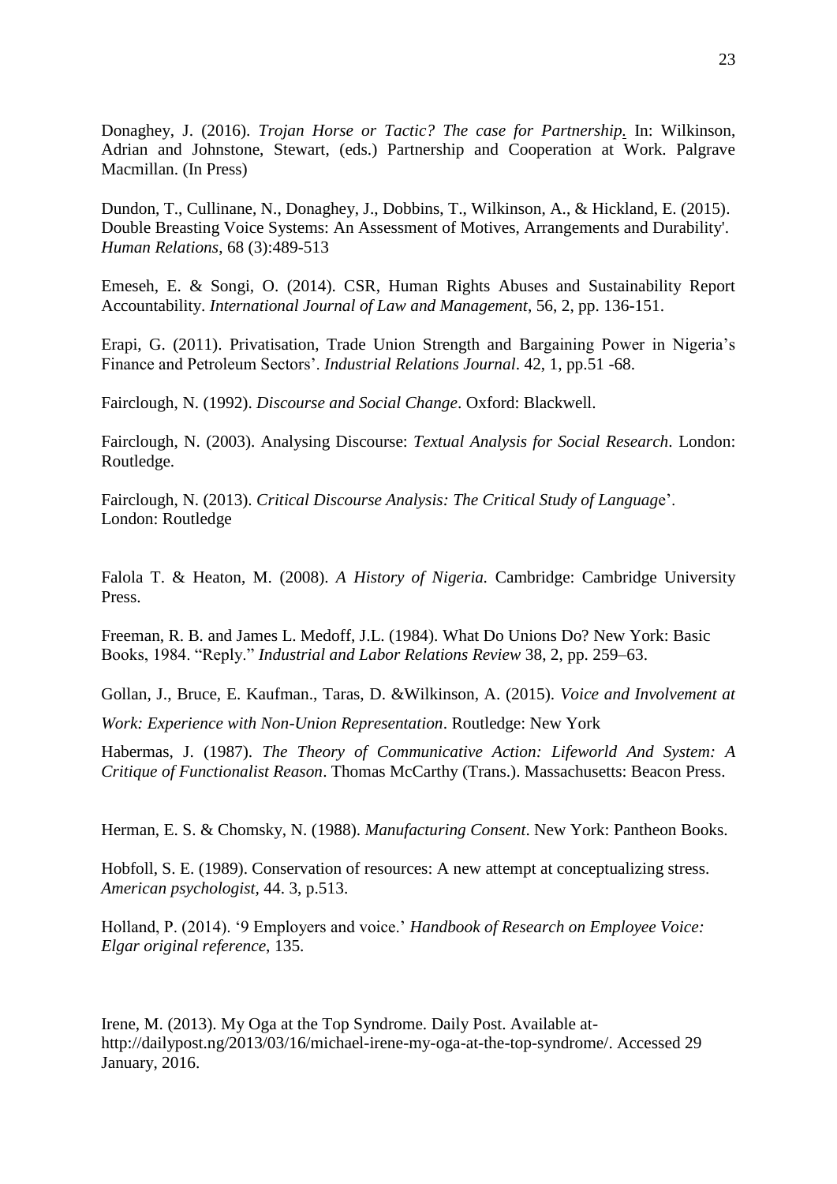Donaghey, J. (2016). *Trojan Horse or Tactic? The case for Partnership.* In: Wilkinson, Adrian and Johnstone, Stewart, (eds.) Partnership and Cooperation at Work. Palgrave Macmillan. (In Press)

Dundon, T., Cullinane, N., Donaghey, J., Dobbins, T., Wilkinson, A., & Hickland, E. (2015). Double Breasting Voice Systems: An Assessment of Motives, Arrangements and Durability'. *Human Relations*, 68 (3):489-513

Emeseh, E. & Songi, O. (2014). CSR, Human Rights Abuses and Sustainability Report Accountability. *International Journal of Law and Management*, 56, 2, pp. 136-151.

Erapi, G. (2011). Privatisation, Trade Union Strength and Bargaining Power in Nigeria's Finance and Petroleum Sectors'. *Industrial Relations Journal*. 42, 1, pp.51 -68.

Fairclough, N. (1992). *Discourse and Social Change*. Oxford: Blackwell.

Fairclough, N. (2003). Analysing Discourse: *Textual Analysis for Social Research*. London: Routledge.

Fairclough, N. (2013). *Critical Discourse Analysis: The Critical Study of Languag*e'. London: Routledge

Falola T. & Heaton, M. (2008). *A History of Nigeria.* Cambridge: Cambridge University Press.

Freeman, R. B. and James L. Medoff, J.L. (1984). What Do Unions Do? New York: Basic Books, 1984. "Reply." *Industrial and Labor Relations Review* 38, 2, pp. 259–63.

Gollan, J., Bruce, E. Kaufman., Taras, D. &Wilkinson, A. (2015). *Voice and Involvement at Work: Experience with Non-Union Representation*. Routledge: New York

Habermas, J. (1987). *The Theory of Communicative Action: Lifeworld And System: A Critique of Functionalist Reason*. Thomas McCarthy (Trans.). Massachusetts: Beacon Press.

Herman, E. S. & Chomsky, N. (1988). *Manufacturing Consent*. New York: Pantheon Books.

Hobfoll, S. E. (1989). Conservation of resources: A new attempt at conceptualizing stress. *American psychologist*, 44. 3, p.513.

Holland, P. (2014). '9 Employers and voice.' *Handbook of Research on Employee Voice: Elgar original reference*, 135.

Irene, M. (2013). My Oga at the Top Syndrome. Daily Post. Available at-http://dailypost.ng/2013/03/16/michael-irene-my-oga-at-the-top-syndrome/. Accessed 29 January, 2016.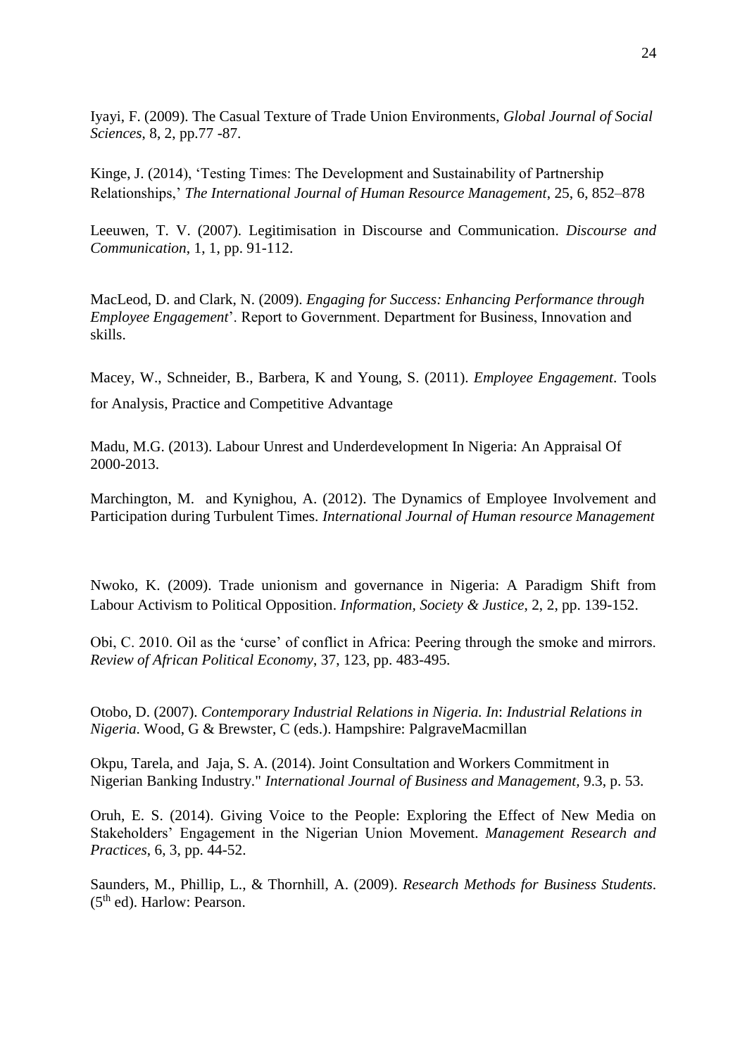Iyayi, F. (2009). The Casual Texture of Trade Union Environments, *Global Journal of Social Sciences*, 8, 2, pp.77 -87.

Kinge, J. (2014), 'Testing Times: The Development and Sustainability of Partnership Relationships,' *The International Journal of Human Resource Management*, 25, 6, 852–878

Leeuwen, T. V. (2007). Legitimisation in Discourse and Communication. *Discourse and Communication*, 1, 1, pp. 91-112.

MacLeod, D. and Clark, N. (2009). *Engaging for Success: Enhancing Performance through Employee Engagement*'. Report to Government. Department for Business, Innovation and skills.

Macey, W., Schneider, B., Barbera, K and Young, S. (2011). *Employee Engagement*. Tools for Analysis, Practice and Competitive Advantage

Madu, M.G. (2013). Labour Unrest and Underdevelopment In Nigeria: An Appraisal Of 2000-2013.

Marchington, M. and Kynighou, A. (2012). The Dynamics of Employee Involvement and Participation during Turbulent Times. *International Journal of Human resource Management*

Nwoko, K. (2009). Trade unionism and governance in Nigeria: A Paradigm Shift from Labour Activism to Political Opposition. *Information, Society & Justice*, 2, 2, pp. 139-152.

Obi, C. 2010. Oil as the 'curse' of conflict in Africa: Peering through the smoke and mirrors. *Review of African Political Economy*, 37, 123, pp. 483-495.

Otobo, D. (2007). *Contemporary Industrial Relations in Nigeria. In*: *Industrial Relations in Nigeria*. Wood, G & Brewster, C (eds.). Hampshire: PalgraveMacmillan

Okpu, Tarela, and Jaja, S. A. (2014). Joint Consultation and Workers Commitment in Nigerian Banking Industry." *International Journal of Business and Management,* 9.3, p. 53.

Oruh, E. S. (2014). Giving Voice to the People: Exploring the Effect of New Media on Stakeholders' Engagement in the Nigerian Union Movement. *Management Research and Practices*, 6, 3, pp. 44-52.

Saunders, M., Phillip, L., & Thornhill, A. (2009). *Research Methods for Business Students*. (5th ed). Harlow: Pearson.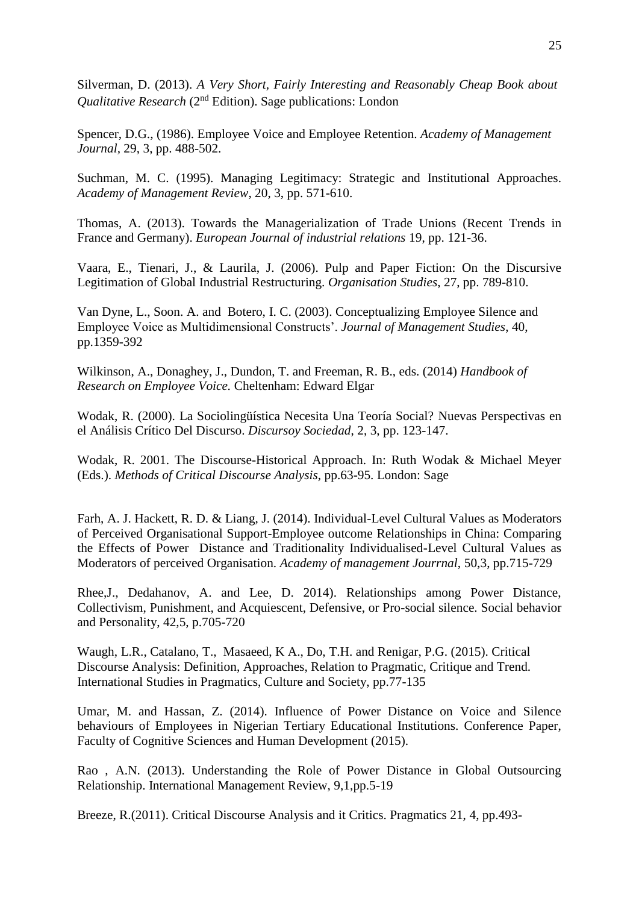Silverman, D. (2013). *A Very Short, Fairly Interesting and Reasonably Cheap Book about Qualitative Research* (2nd Edition). Sage publications: London

Spencer, D.G., (1986). Employee Voice and Employee Retention. *Academy of Management Journal*, 29, 3, pp. 488-502.

Suchman, M. C. (1995). Managing Legitimacy: Strategic and Institutional Approaches. *Academy of Management Review*, 20, 3, pp. 571-610.

Thomas, A. (2013). Towards the Managerialization of Trade Unions (Recent Trends in France and Germany). *European Journal of industrial relations* 19, pp. 121-36.

Vaara, E., Tienari, J., & Laurila, J. (2006). Pulp and Paper Fiction: On the Discursive Legitimation of Global Industrial Restructuring. *Organisation Studies*, 27, pp. 789-810.

Van Dyne, L., Soon. A. and Botero, I. C. (2003). Conceptualizing Employee Silence and Employee Voice as Multidimensional Constructs'. *Journal of Management Studies*, 40, pp.1359-392

Wilkinson, A., Donaghey, J., Dundon, T. and Freeman, R. B., eds. (2014) *Handbook of Research on Employee Voice.* Cheltenham: Edward Elgar

Wodak, R. (2000). La Sociolingüística Necesita Una Teoría Social? Nuevas Perspectivas en el Análisis Crítico Del Discurso. *Discursoy Sociedad*, 2, 3, pp. 123-147.

Wodak, R. 2001. The Discourse-Historical Approach. In: Ruth Wodak & Michael Meyer (Eds.). *Methods of Critical Discourse Analysis*, pp.63-95. London: Sage

Farh, A. J. Hackett, R. D. & Liang, J. (2014). Individual-Level Cultural Values as Moderators of Perceived Organisational Support-Employee outcome Relationships in China: Comparing the Effects of Power Distance and Traditionality Individualised-Level Cultural Values as Moderators of perceived Organisation. *Academy of management Jourrnal*, 50,3, pp.715-729

Rhee,J., Dedahanov, A. and Lee, D. 2014). Relationships among Power Distance, Collectivism, Punishment, and Acquiescent, Defensive, or Pro-social silence. Social behavior and Personality, 42,5, p.705-720

Waugh, L.R., Catalano, T., Masaeed, K A., Do, T.H. and Renigar, P.G. (2015). Critical Discourse Analysis: Definition, Approaches, Relation to Pragmatic, Critique and Trend. International Studies in Pragmatics, Culture and Society, pp.77-135

Umar, M. and Hassan, Z. (2014). Influence of Power Distance on Voice and Silence behaviours of Employees in Nigerian Tertiary Educational Institutions. Conference Paper, Faculty of Cognitive Sciences and Human Development (2015).

Rao , A.N. (2013). Understanding the Role of Power Distance in Global Outsourcing Relationship. International Management Review, 9,1,pp.5-19

Breeze, R.(2011). Critical Discourse Analysis and it Critics. Pragmatics 21, 4, pp.493-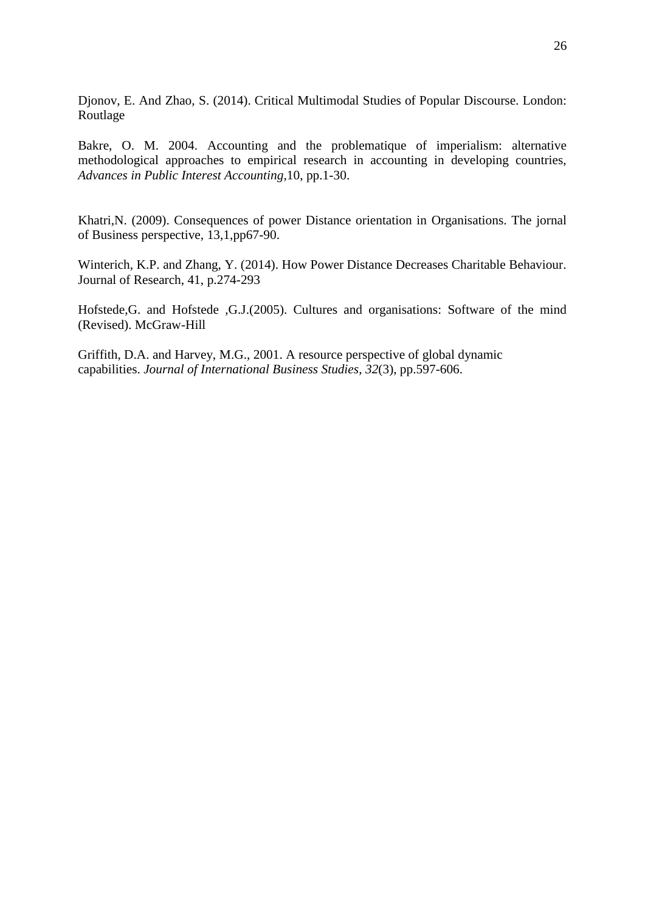Djonov, E. And Zhao, S. (2014). Critical Multimodal Studies of Popular Discourse. London: Routlage

Bakre, O. M. 2004. Accounting and the problematique of imperialism: alternative methodological approaches to empirical research in accounting in developing countries, *Advances in Public Interest Accounting*,10, pp.1-30.

Khatri,N. (2009). Consequences of power Distance orientation in Organisations. The jornal of Business perspective, 13,1,pp67-90.

Winterich, K.P. and Zhang, Y. (2014). How Power Distance Decreases Charitable Behaviour. Journal of Research, 41, p.274-293

Hofstede,G. and Hofstede ,G.J.(2005). Cultures and organisations: Software of the mind (Revised). McGraw-Hill

Griffith, D.A. and Harvey, M.G., 2001. A resource perspective of global dynamic capabilities. *Journal of International Business Studies*, *32*(3), pp.597-606.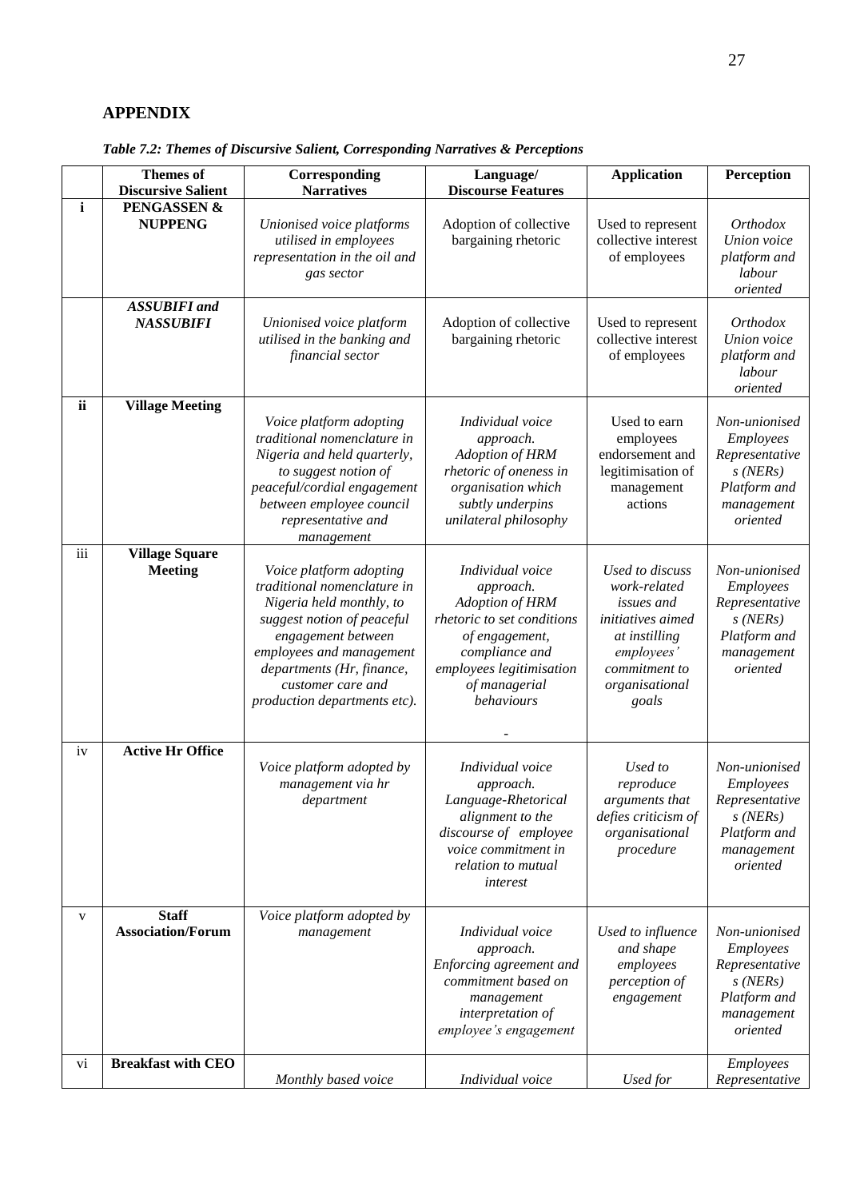## APPENDIX

*Table 7.2: Themes of Discursive Salient, Corresponding Narratives & Perceptions*

| | Themes of Discursive Salient | Corresponding Narratives | Language/ Discourse Features | Application | Perception |
|---|---|---|---|---|---|
| i | **PENGASSEN & NUPPENG** | *Unionised voice platforms utilised in employees representation in the oil and gas sector* | Adoption of collective bargaining rhetoric | Used to represent collective interest of employees | *Orthodox Union voice platform and labour oriented* |
| | ***ASSUBIFI and NASSUBIFI*** | *Unionised voice platform utilised in the banking and financial sector* | Adoption of collective bargaining rhetoric | Used to represent collective interest of employees | *Orthodox Union voice platform and labour oriented* |
| ii | **Village Meeting** | *Voice platform adopting traditional nomenclature in Nigeria and held quarterly, to suggest notion of peaceful/cordial engagement between employee council representative and management* | *Individual voice approach. Adoption of HRM rhetoric of oneness in organisation which subtly underpins unilateral philosophy* | Used to earn employees endorsement and legitimisation of management actions | *Non-unionised Employees Representatives (NERs) Platform and management oriented* |
| iii | **Village Square Meeting** | *Voice platform adopting traditional nomenclature in Nigeria held monthly, to suggest notion of peaceful engagement between employees and management departments (Hr, finance, customer care and production departments etc).* | *Individual voice approach. Adoption of HRM rhetoric to set conditions of engagement, compliance and employees legitimisation of managerial behaviours* - | *Used to discuss work-related issues and initiatives aimed at instilling employees' commitment to organisational goals* | *Non-unionised Employees Representatives (NERs) Platform and management oriented* |
| iv | **Active Hr Office** | *Voice platform adopted by management via hr department* | *Individual voice approach. Language-Rhetorical alignment to the discourse of employee voice commitment in relation to mutual interest* | *Used to reproduce arguments that defies criticism of organisational procedure* | *Non-unionised Employees Representatives (NERs) Platform and management oriented* |
| v | **Staff Association/Forum** | *Voice platform adopted by management* | *Individual voice approach. Enforcing agreement and commitment based on management interpretation of employee's engagement* | *Used to influence and shape employees perception of engagement* | *Non-unionised Employees Representatives (NERs) Platform and management oriented* |
| vi | **Breakfast with CEO** | *Monthly based voice* | *Individual voice* | *Used for* | *Employees Representative* |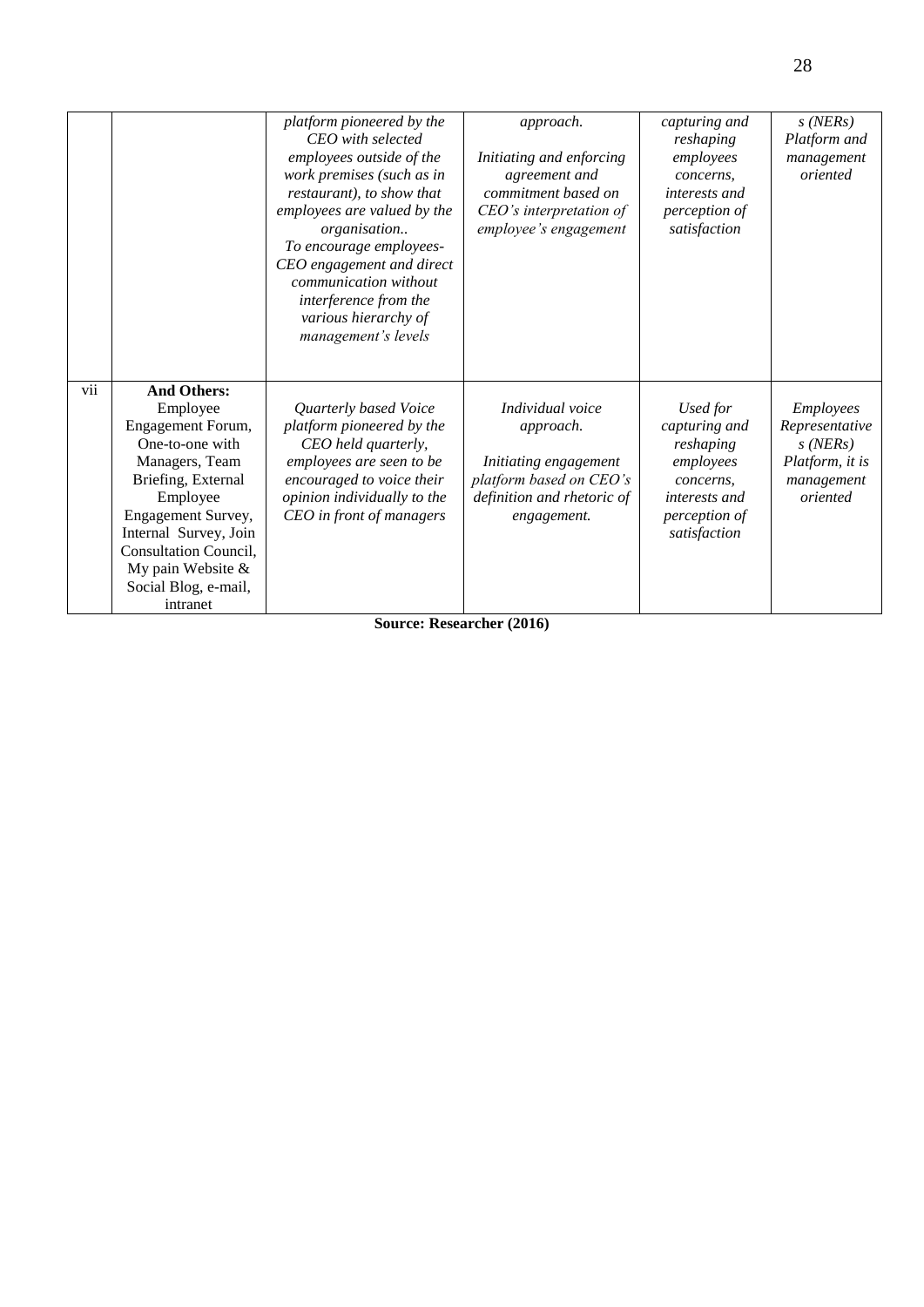| | | | | | |
|---|---|---|---|---|---|
| | | *platform pioneered by the CEO with selected employees outside of the work premises (such as in restaurant), to show that employees are valued by the organisation.. To encourage employees-CEO engagement and direct communication without interference from the various hierarchy of management's levels* | *approach. Initiating and enforcing agreement and commitment based on CEO's interpretation of employee's engagement* | *capturing and reshaping employees concerns, interests and perception of satisfaction* | *s (NERs) Platform and management oriented* |
| vii | **And Others:** Employee Engagement Forum, One-to-one with Managers, Team Briefing, External Employee Engagement Survey, Internal Survey, Join Consultation Council, My pain Website & Social Blog, e-mail, intranet | *Quarterly based Voice platform pioneered by the CEO held quarterly, employees are seen to be encouraged to voice their opinion individually to the CEO in front of managers* | *Individual voice approach. Initiating engagement platform based on CEO's definition and rhetoric of engagement.* | *Used for capturing and reshaping employees concerns, interests and perception of satisfaction* | *Employees Representative s (NERs) Platform, it is management oriented* |

**Source: Researcher (2016)**